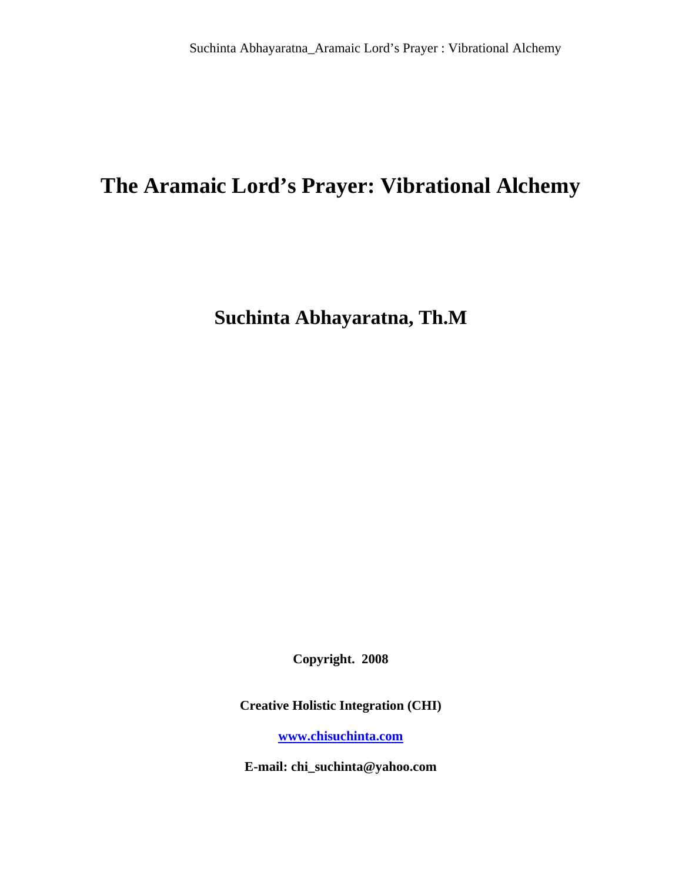# The Aramaic Lord's Prayer: Vibrational Alchemy

## Suchinta Abhayaratna, Th.M

**Copyright. 2008**

**Creative Holistic Integration (CHI)**

**www.chisuchinta.com**

**E-mail: chi_suchinta@yahoo.com**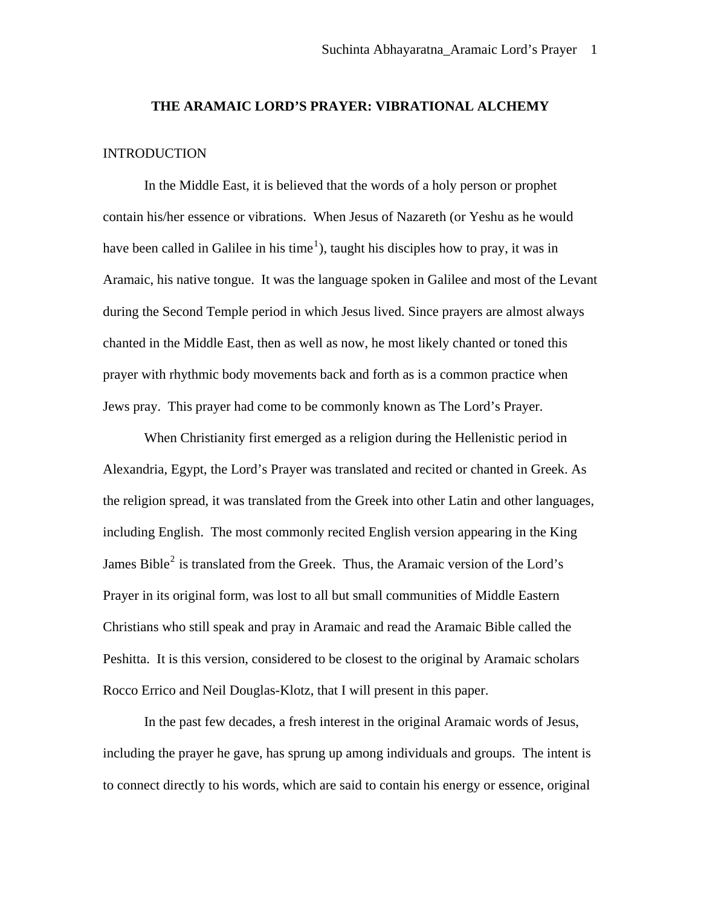# THE ARAMAIC LORD'S PRAYER: VIBRATIONAL ALCHEMY

## INTRODUCTION

In the Middle East, it is believed that the words of a holy person or prophet contain his/her essence or vibrations. When Jesus of Nazareth (or Yeshu as he would have been called in Galilee in his time[1]), taught his disciples how to pray, it was in Aramaic, his native tongue. It was the language spoken in Galilee and most of the Levant during the Second Temple period in which Jesus lived. Since prayers are almost always chanted in the Middle East, then as well as now, he most likely chanted or toned this prayer with rhythmic body movements back and forth as is a common practice when Jews pray. This prayer had come to be commonly known as The Lord's Prayer.

When Christianity first emerged as a religion during the Hellenistic period in Alexandria, Egypt, the Lord's Prayer was translated and recited or chanted in Greek. As the religion spread, it was translated from the Greek into other Latin and other languages, including English. The most commonly recited English version appearing in the King James Bible[2] is translated from the Greek. Thus, the Aramaic version of the Lord's Prayer in its original form, was lost to all but small communities of Middle Eastern Christians who still speak and pray in Aramaic and read the Aramaic Bible called the Peshitta. It is this version, considered to be closest to the original by Aramaic scholars Rocco Errico and Neil Douglas-Klotz, that I will present in this paper.

In the past few decades, a fresh interest in the original Aramaic words of Jesus, including the prayer he gave, has sprung up among individuals and groups. The intent is to connect directly to his words, which are said to contain his energy or essence, original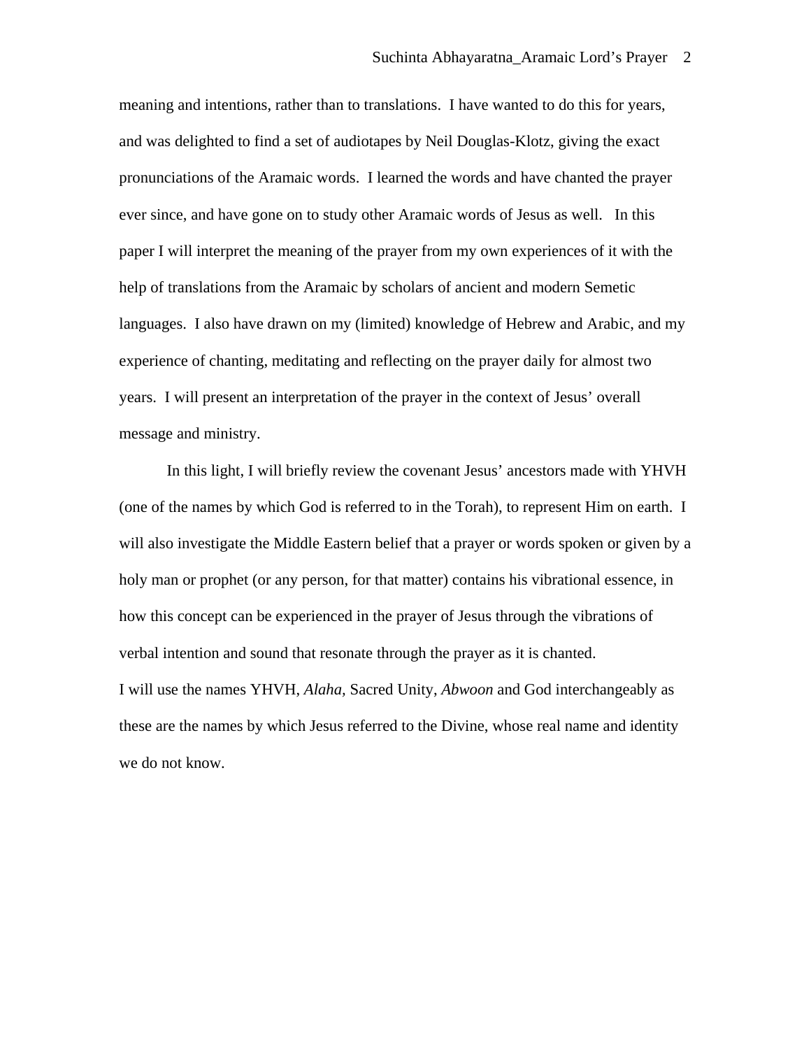meaning and intentions, rather than to translations.  I have wanted to do this for years, and was delighted to find a set of audiotapes by Neil Douglas-Klotz, giving the exact pronunciations of the Aramaic words.  I learned the words and have chanted the prayer ever since, and have gone on to study other Aramaic words of Jesus as well.   In this paper I will interpret the meaning of the prayer from my own experiences of it with the help of translations from the Aramaic by scholars of ancient and modern Semetic languages.  I also have drawn on my (limited) knowledge of Hebrew and Arabic, and my experience of chanting, meditating and reflecting on the prayer daily for almost two years.  I will present an interpretation of the prayer in the context of Jesus' overall message and ministry.

In this light, I will briefly review the covenant Jesus' ancestors made with YHVH (one of the names by which God is referred to in the Torah), to represent Him on earth.  I will also investigate the Middle Eastern belief that a prayer or words spoken or given by a holy man or prophet (or any person, for that matter) contains his vibrational essence, in how this concept can be experienced in the prayer of Jesus through the vibrations of verbal intention and sound that resonate through the prayer as it is chanted.

I will use the names YHVH, *Alaha,* Sacred Unity, *Abwoon* and God interchangeably as these are the names by which Jesus referred to the Divine, whose real name and identity we do not know.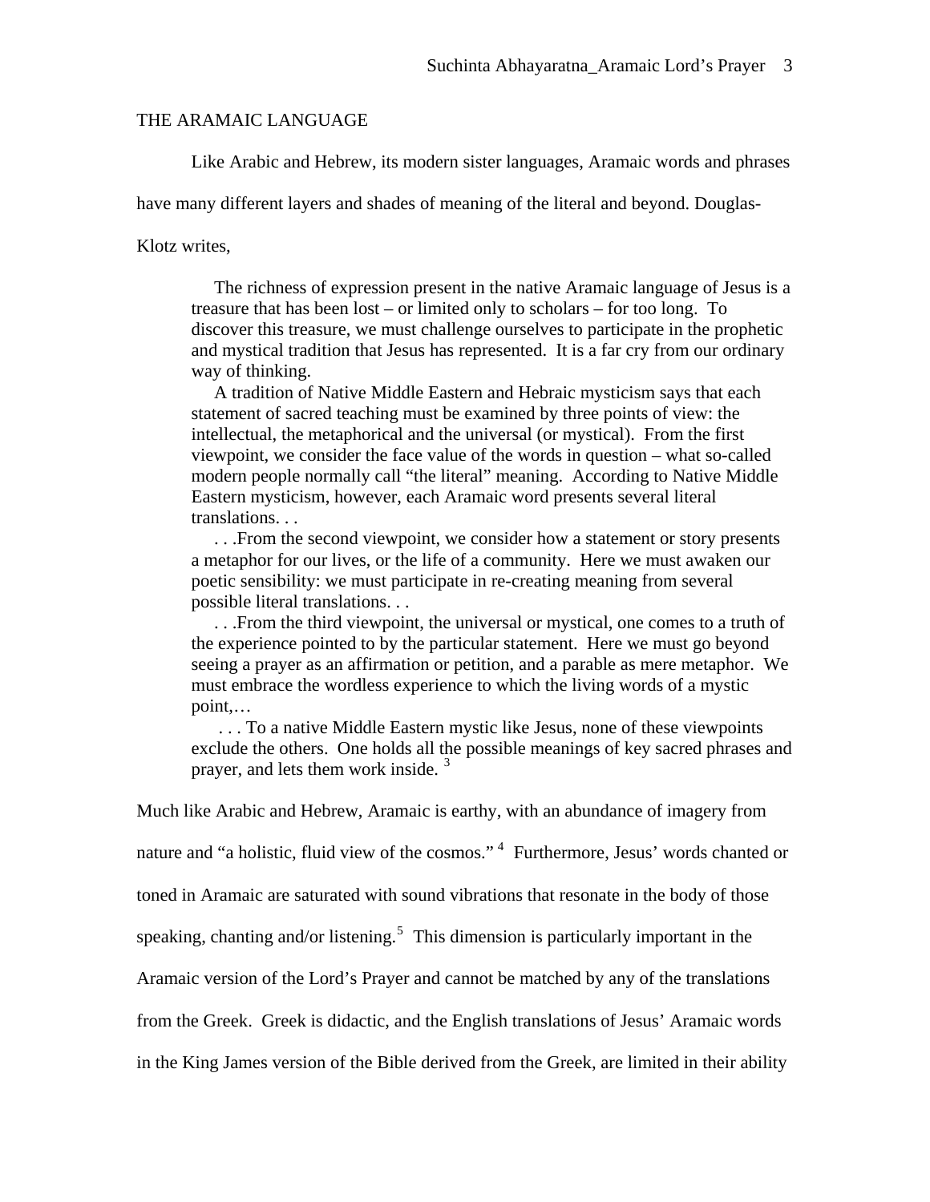THE ARAMAIC LANGUAGE

Like Arabic and Hebrew, its modern sister languages, Aramaic words and phrases have many different layers and shades of meaning of the literal and beyond. Douglas-Klotz writes,

> The richness of expression present in the native Aramaic language of Jesus is a treasure that has been lost – or limited only to scholars – for too long. To discover this treasure, we must challenge ourselves to participate in the prophetic and mystical tradition that Jesus has represented. It is a far cry from our ordinary way of thinking.
>
> A tradition of Native Middle Eastern and Hebraic mysticism says that each statement of sacred teaching must be examined by three points of view: the intellectual, the metaphorical and the universal (or mystical). From the first viewpoint, we consider the face value of the words in question – what so-called modern people normally call "the literal" meaning. According to Native Middle Eastern mysticism, however, each Aramaic word presents several literal translations. . .
>
> . . .From the second viewpoint, we consider how a statement or story presents a metaphor for our lives, or the life of a community. Here we must awaken our poetic sensibility: we must participate in re-creating meaning from several possible literal translations. . .
>
> . . .From the third viewpoint, the universal or mystical, one comes to a truth of the experience pointed to by the particular statement. Here we must go beyond seeing a prayer as an affirmation or petition, and a parable as mere metaphor. We must embrace the wordless experience to which the living words of a mystic point,…
>
> . . . To a native Middle Eastern mystic like Jesus, none of these viewpoints exclude the others. One holds all the possible meanings of key sacred phrases and prayer, and lets them work inside. [3]

Much like Arabic and Hebrew, Aramaic is earthy, with an abundance of imagery from nature and "a holistic, fluid view of the cosmos." [4] Furthermore, Jesus' words chanted or toned in Aramaic are saturated with sound vibrations that resonate in the body of those speaking, chanting and/or listening.[5] This dimension is particularly important in the Aramaic version of the Lord's Prayer and cannot be matched by any of the translations from the Greek. Greek is didactic, and the English translations of Jesus' Aramaic words in the King James version of the Bible derived from the Greek, are limited in their ability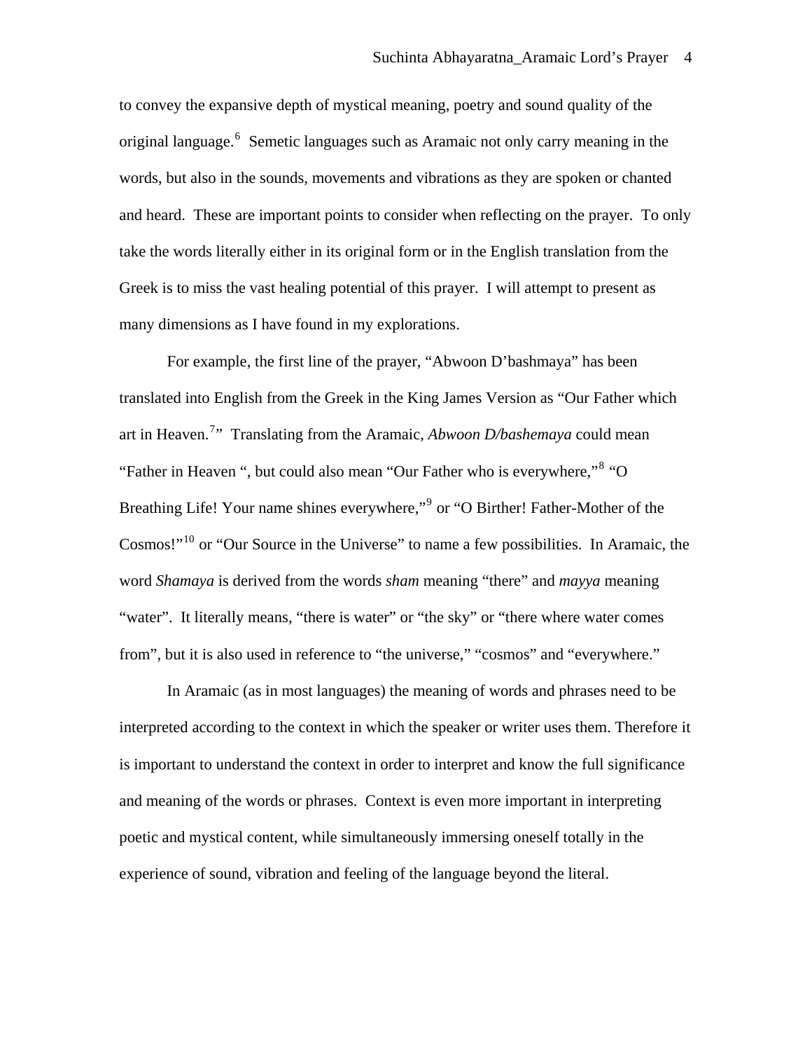to convey the expansive depth of mystical meaning, poetry and sound quality of the original language.[6] Semetic languages such as Aramaic not only carry meaning in the words, but also in the sounds, movements and vibrations as they are spoken or chanted and heard. These are important points to consider when reflecting on the prayer. To only take the words literally either in its original form or in the English translation from the Greek is to miss the vast healing potential of this prayer. I will attempt to present as many dimensions as I have found in my explorations.

For example, the first line of the prayer, "Abwoon D'bashmaya" has been translated into English from the Greek in the King James Version as "Our Father which art in Heaven.[7]" Translating from the Aramaic, *Abwoon D/bashemaya* could mean "Father in Heaven ", but could also mean "Our Father who is everywhere,"[8] "O Breathing Life! Your name shines everywhere,"[9] or "O Birther! Father-Mother of the Cosmos!"[10] or "Our Source in the Universe" to name a few possibilities. In Aramaic, the word *Shamaya* is derived from the words *sham* meaning "there" and *mayya* meaning "water". It literally means, "there is water" or "the sky" or "there where water comes from", but it is also used in reference to "the universe," "cosmos" and "everywhere."

In Aramaic (as in most languages) the meaning of words and phrases need to be interpreted according to the context in which the speaker or writer uses them. Therefore it is important to understand the context in order to interpret and know the full significance and meaning of the words or phrases. Context is even more important in interpreting poetic and mystical content, while simultaneously immersing oneself totally in the experience of sound, vibration and feeling of the language beyond the literal.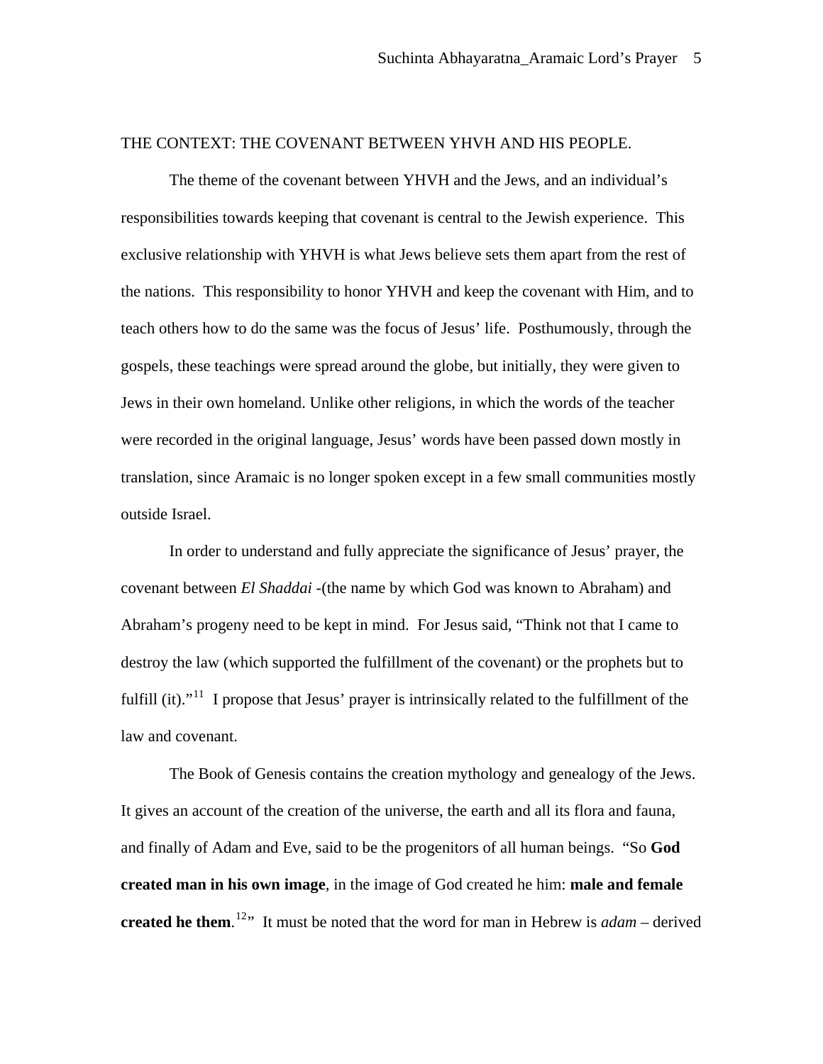THE CONTEXT: THE COVENANT BETWEEN YHVH AND HIS PEOPLE.

The theme of the covenant between YHVH and the Jews, and an individual's responsibilities towards keeping that covenant is central to the Jewish experience. This exclusive relationship with YHVH is what Jews believe sets them apart from the rest of the nations. This responsibility to honor YHVH and keep the covenant with Him, and to teach others how to do the same was the focus of Jesus' life. Posthumously, through the gospels, these teachings were spread around the globe, but initially, they were given to Jews in their own homeland. Unlike other religions, in which the words of the teacher were recorded in the original language, Jesus' words have been passed down mostly in translation, since Aramaic is no longer spoken except in a few small communities mostly outside Israel.

In order to understand and fully appreciate the significance of Jesus' prayer, the covenant between *El Shaddai* -(the name by which God was known to Abraham) and Abraham's progeny need to be kept in mind. For Jesus said, "Think not that I came to destroy the law (which supported the fulfillment of the covenant) or the prophets but to fulfill (it)."[11] I propose that Jesus' prayer is intrinsically related to the fulfillment of the law and covenant.

The Book of Genesis contains the creation mythology and genealogy of the Jews. It gives an account of the creation of the universe, the earth and all its flora and fauna, and finally of Adam and Eve, said to be the progenitors of all human beings. "So **God created man in his own image**, in the image of God created he him: **male and female created he them**.[12]" It must be noted that the word for man in Hebrew is *adam* – derived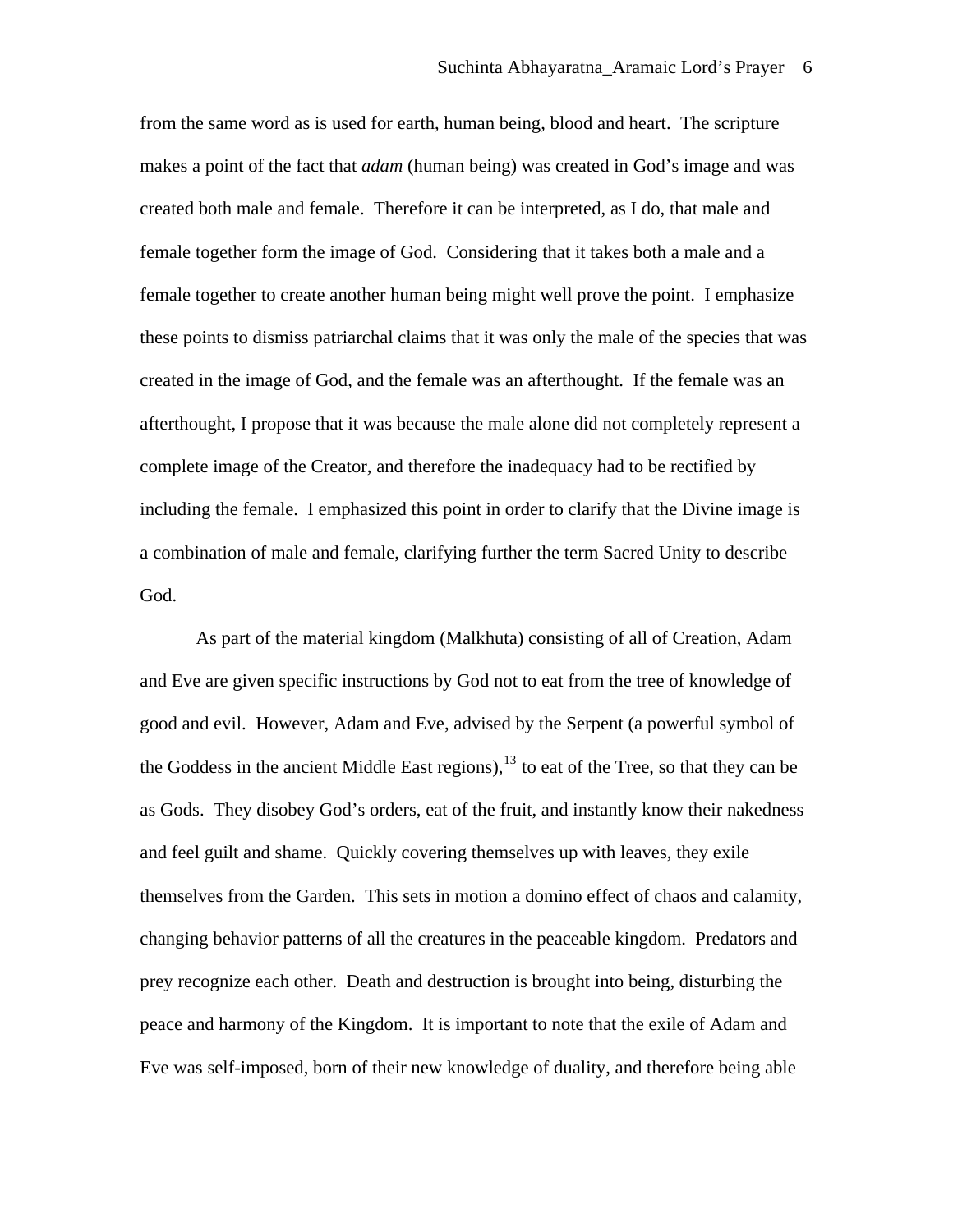from the same word as is used for earth, human being, blood and heart. The scripture makes a point of the fact that *adam* (human being) was created in God's image and was created both male and female. Therefore it can be interpreted, as I do, that male and female together form the image of God. Considering that it takes both a male and a female together to create another human being might well prove the point. I emphasize these points to dismiss patriarchal claims that it was only the male of the species that was created in the image of God, and the female was an afterthought. If the female was an afterthought, I propose that it was because the male alone did not completely represent a complete image of the Creator, and therefore the inadequacy had to be rectified by including the female. I emphasized this point in order to clarify that the Divine image is a combination of male and female, clarifying further the term Sacred Unity to describe God.

As part of the material kingdom (Malkhuta) consisting of all of Creation, Adam and Eve are given specific instructions by God not to eat from the tree of knowledge of good and evil. However, Adam and Eve, advised by the Serpent (a powerful symbol of the Goddess in the ancient Middle East regions),[13] to eat of the Tree, so that they can be as Gods. They disobey God's orders, eat of the fruit, and instantly know their nakedness and feel guilt and shame. Quickly covering themselves up with leaves, they exile themselves from the Garden. This sets in motion a domino effect of chaos and calamity, changing behavior patterns of all the creatures in the peaceable kingdom. Predators and prey recognize each other. Death and destruction is brought into being, disturbing the peace and harmony of the Kingdom. It is important to note that the exile of Adam and Eve was self-imposed, born of their new knowledge of duality, and therefore being able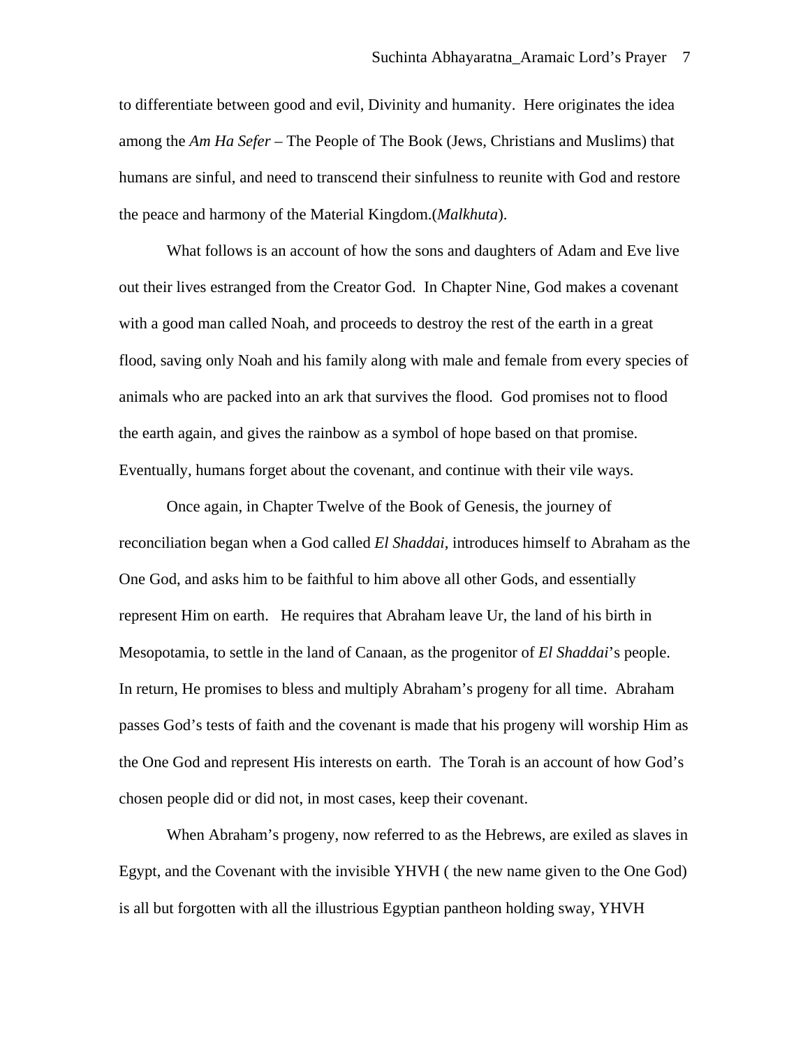to differentiate between good and evil, Divinity and humanity. Here originates the idea among the *Am Ha Sefer* – The People of The Book (Jews, Christians and Muslims) that humans are sinful, and need to transcend their sinfulness to reunite with God and restore the peace and harmony of the Material Kingdom.(*Malkhuta*).

What follows is an account of how the sons and daughters of Adam and Eve live out their lives estranged from the Creator God. In Chapter Nine, God makes a covenant with a good man called Noah, and proceeds to destroy the rest of the earth in a great flood, saving only Noah and his family along with male and female from every species of animals who are packed into an ark that survives the flood. God promises not to flood the earth again, and gives the rainbow as a symbol of hope based on that promise. Eventually, humans forget about the covenant, and continue with their vile ways.

Once again, in Chapter Twelve of the Book of Genesis, the journey of reconciliation began when a God called *El Shaddai,* introduces himself to Abraham as the One God, and asks him to be faithful to him above all other Gods, and essentially represent Him on earth. He requires that Abraham leave Ur, the land of his birth in Mesopotamia, to settle in the land of Canaan, as the progenitor of *El Shaddai*'s people. In return, He promises to bless and multiply Abraham's progeny for all time. Abraham passes God's tests of faith and the covenant is made that his progeny will worship Him as the One God and represent His interests on earth. The Torah is an account of how God's chosen people did or did not, in most cases, keep their covenant.

When Abraham's progeny, now referred to as the Hebrews, are exiled as slaves in Egypt, and the Covenant with the invisible YHVH ( the new name given to the One God) is all but forgotten with all the illustrious Egyptian pantheon holding sway, YHVH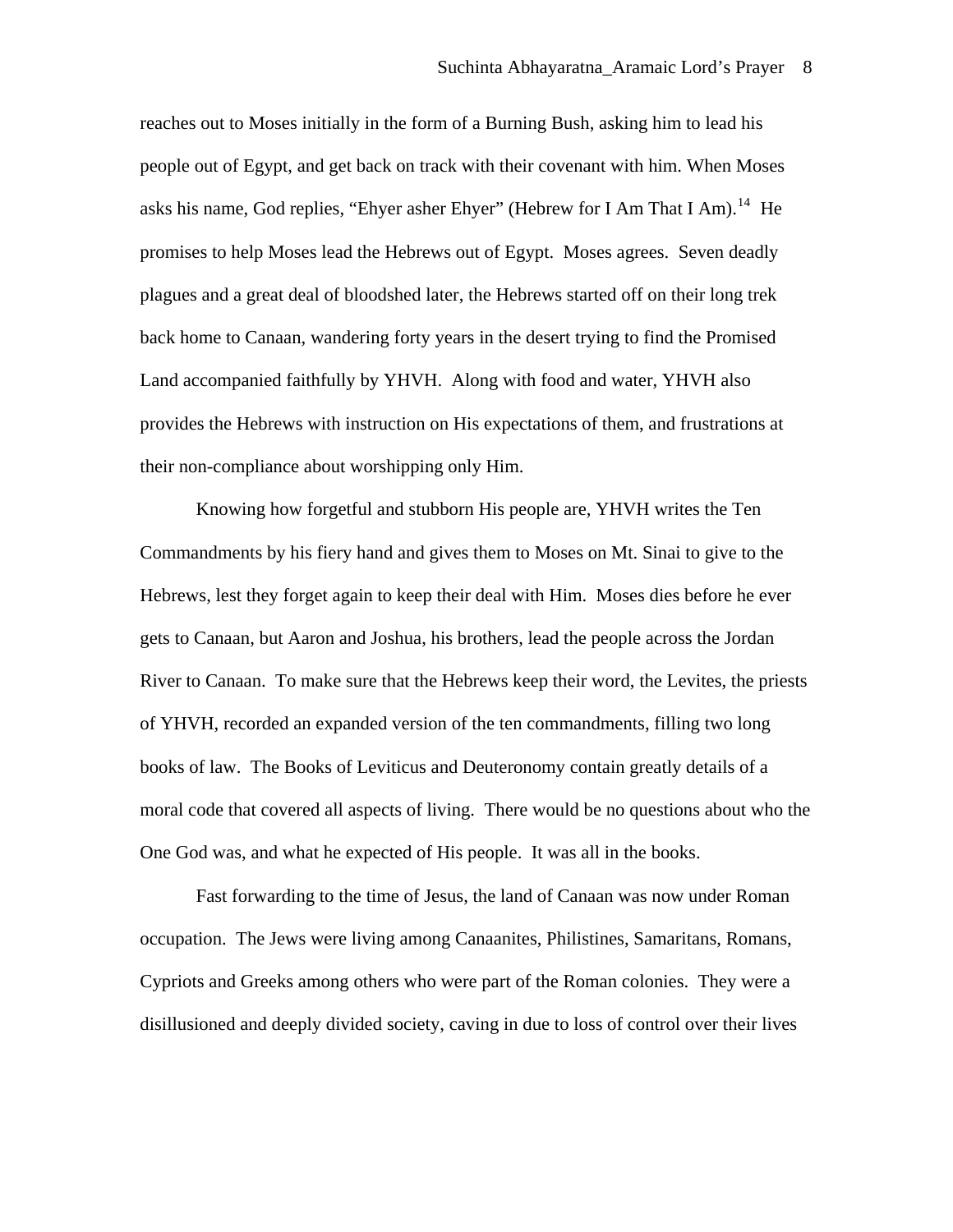reaches out to Moses initially in the form of a Burning Bush, asking him to lead his people out of Egypt, and get back on track with their covenant with him. When Moses asks his name, God replies, "Ehyer asher Ehyer" (Hebrew for I Am That I Am).[14] He promises to help Moses lead the Hebrews out of Egypt. Moses agrees. Seven deadly plagues and a great deal of bloodshed later, the Hebrews started off on their long trek back home to Canaan, wandering forty years in the desert trying to find the Promised Land accompanied faithfully by YHVH. Along with food and water, YHVH also provides the Hebrews with instruction on His expectations of them, and frustrations at their non-compliance about worshipping only Him.

Knowing how forgetful and stubborn His people are, YHVH writes the Ten Commandments by his fiery hand and gives them to Moses on Mt. Sinai to give to the Hebrews, lest they forget again to keep their deal with Him. Moses dies before he ever gets to Canaan, but Aaron and Joshua, his brothers, lead the people across the Jordan River to Canaan. To make sure that the Hebrews keep their word, the Levites, the priests of YHVH, recorded an expanded version of the ten commandments, filling two long books of law. The Books of Leviticus and Deuteronomy contain greatly details of a moral code that covered all aspects of living. There would be no questions about who the One God was, and what he expected of His people. It was all in the books.

Fast forwarding to the time of Jesus, the land of Canaan was now under Roman occupation. The Jews were living among Canaanites, Philistines, Samaritans, Romans, Cypriots and Greeks among others who were part of the Roman colonies. They were a disillusioned and deeply divided society, caving in due to loss of control over their lives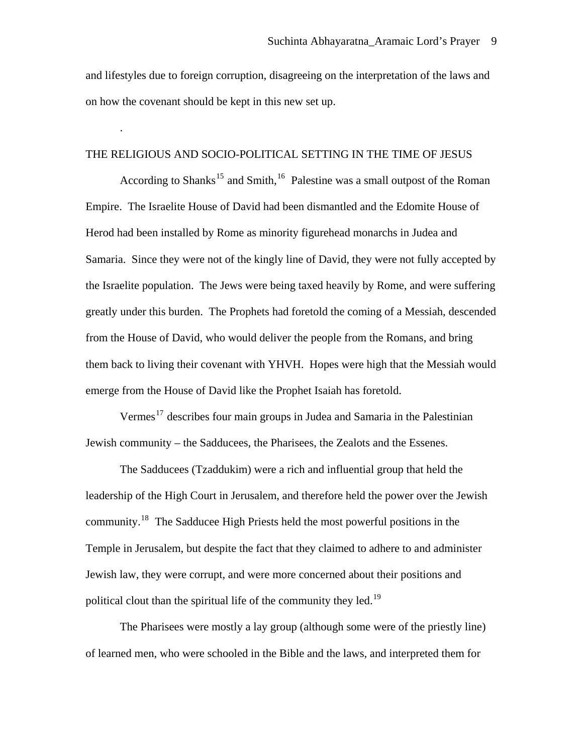and lifestyles due to foreign corruption, disagreeing on the interpretation of the laws and on how the covenant should be kept in this new set up.

.

## THE RELIGIOUS AND SOCIO-POLITICAL SETTING IN THE TIME OF JESUS

According to Shanks[15] and Smith,[16] Palestine was a small outpost of the Roman Empire. The Israelite House of David had been dismantled and the Edomite House of Herod had been installed by Rome as minority figurehead monarchs in Judea and Samaria. Since they were not of the kingly line of David, they were not fully accepted by the Israelite population. The Jews were being taxed heavily by Rome, and were suffering greatly under this burden. The Prophets had foretold the coming of a Messiah, descended from the House of David, who would deliver the people from the Romans, and bring them back to living their covenant with YHVH. Hopes were high that the Messiah would emerge from the House of David like the Prophet Isaiah has foretold.

Vermes[17] describes four main groups in Judea and Samaria in the Palestinian Jewish community – the Sadducees, the Pharisees, the Zealots and the Essenes.

The Sadducees (Tzaddukim) were a rich and influential group that held the leadership of the High Court in Jerusalem, and therefore held the power over the Jewish community.[18] The Sadducee High Priests held the most powerful positions in the Temple in Jerusalem, but despite the fact that they claimed to adhere to and administer Jewish law, they were corrupt, and were more concerned about their positions and political clout than the spiritual life of the community they led.[19]

The Pharisees were mostly a lay group (although some were of the priestly line) of learned men, who were schooled in the Bible and the laws, and interpreted them for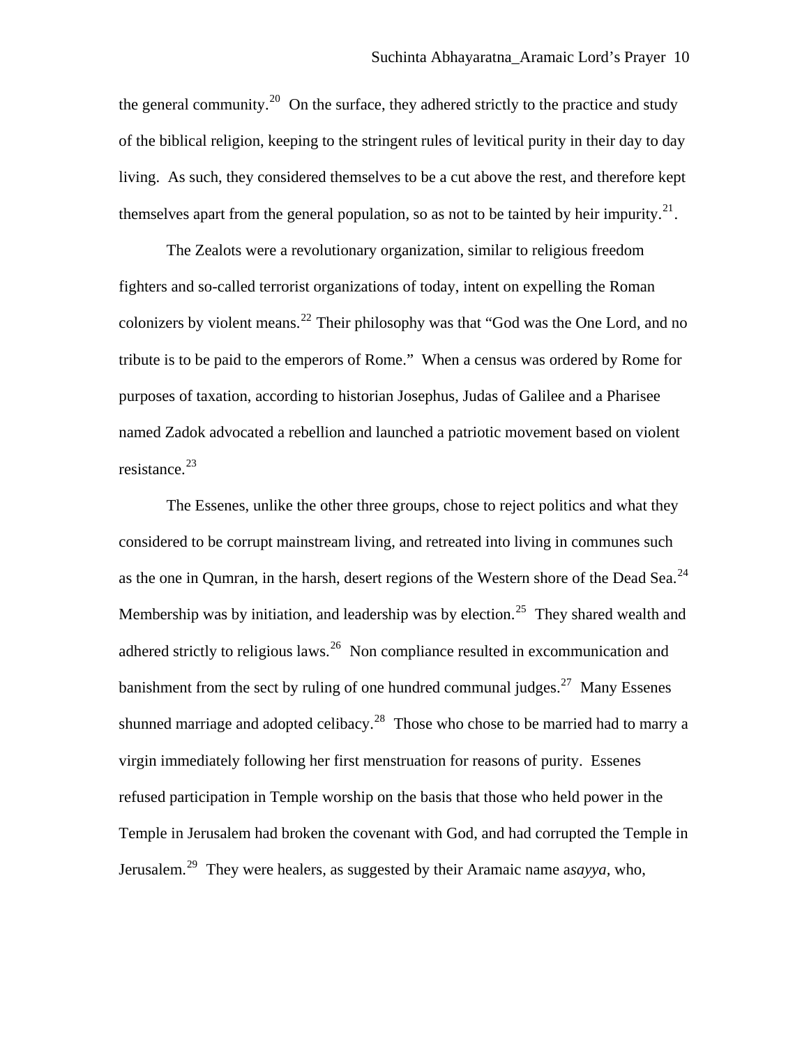the general community.[20] On the surface, they adhered strictly to the practice and study of the biblical religion, keeping to the stringent rules of levitical purity in their day to day living. As such, they considered themselves to be a cut above the rest, and therefore kept themselves apart from the general population, so as not to be tainted by heir impurity.[21].

The Zealots were a revolutionary organization, similar to religious freedom fighters and so-called terrorist organizations of today, intent on expelling the Roman colonizers by violent means.[22] Their philosophy was that "God was the One Lord, and no tribute is to be paid to the emperors of Rome." When a census was ordered by Rome for purposes of taxation, according to historian Josephus, Judas of Galilee and a Pharisee named Zadok advocated a rebellion and launched a patriotic movement based on violent resistance.[23]

The Essenes, unlike the other three groups, chose to reject politics and what they considered to be corrupt mainstream living, and retreated into living in communes such as the one in Qumran, in the harsh, desert regions of the Western shore of the Dead Sea.[24] Membership was by initiation, and leadership was by election.[25] They shared wealth and adhered strictly to religious laws.[26] Non compliance resulted in excommunication and banishment from the sect by ruling of one hundred communal judges.[27] Many Essenes shunned marriage and adopted celibacy.[28] Those who chose to be married had to marry a virgin immediately following her first menstruation for reasons of purity. Essenes refused participation in Temple worship on the basis that those who held power in the Temple in Jerusalem had broken the covenant with God, and had corrupted the Temple in Jerusalem.[29] They were healers, as suggested by their Aramaic name a*sayya*, who,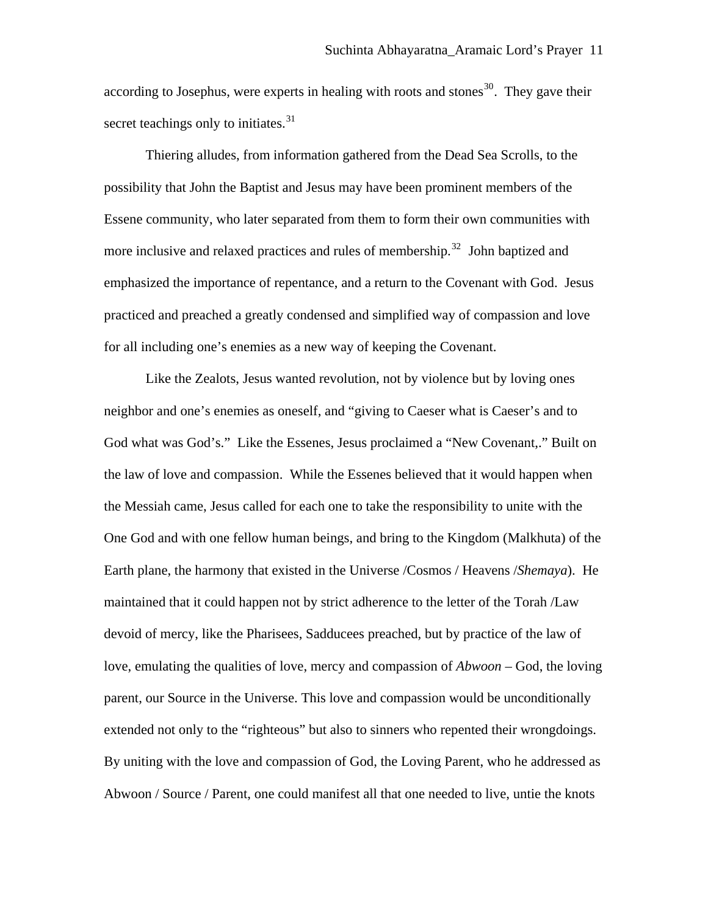according to Josephus, were experts in healing with roots and stones[30]. They gave their secret teachings only to initiates.[31]

Thiering alludes, from information gathered from the Dead Sea Scrolls, to the possibility that John the Baptist and Jesus may have been prominent members of the Essene community, who later separated from them to form their own communities with more inclusive and relaxed practices and rules of membership.[32] John baptized and emphasized the importance of repentance, and a return to the Covenant with God. Jesus practiced and preached a greatly condensed and simplified way of compassion and love for all including one's enemies as a new way of keeping the Covenant.

Like the Zealots, Jesus wanted revolution, not by violence but by loving ones neighbor and one's enemies as oneself, and "giving to Caeser what is Caeser's and to God what was God's." Like the Essenes, Jesus proclaimed a "New Covenant,." Built on the law of love and compassion. While the Essenes believed that it would happen when the Messiah came, Jesus called for each one to take the responsibility to unite with the One God and with one fellow human beings, and bring to the Kingdom (Malkhuta) of the Earth plane, the harmony that existed in the Universe /Cosmos / Heavens /*Shemaya*). He maintained that it could happen not by strict adherence to the letter of the Torah /Law devoid of mercy, like the Pharisees, Sadducees preached, but by practice of the law of love, emulating the qualities of love, mercy and compassion of *Abwoon* – God, the loving parent, our Source in the Universe. This love and compassion would be unconditionally extended not only to the "righteous" but also to sinners who repented their wrongdoings. By uniting with the love and compassion of God, the Loving Parent, who he addressed as Abwoon / Source / Parent, one could manifest all that one needed to live, untie the knots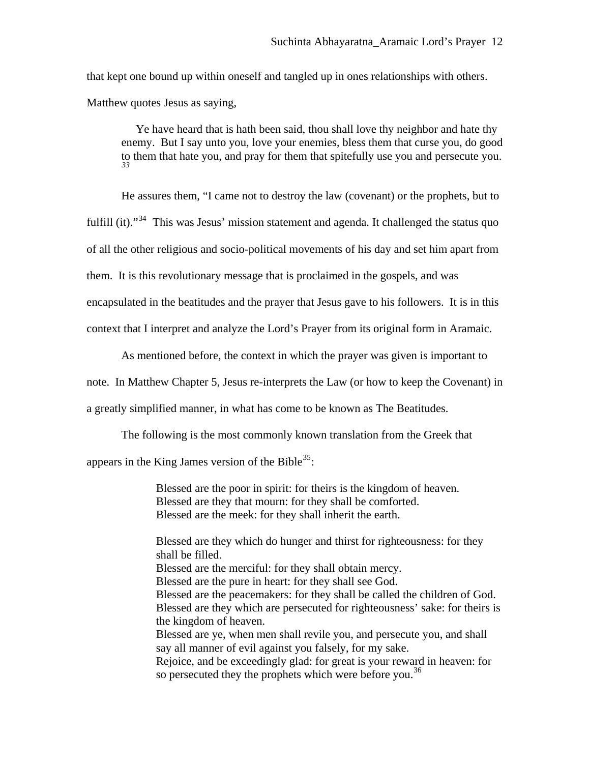that kept one bound up within oneself and tangled up in ones relationships with others. Matthew quotes Jesus as saying,

> Ye have heard that is hath been said, thou shall love thy neighbor and hate thy enemy. But I say unto you, love your enemies, bless them that curse you, do good to them that hate you, and pray for them that spitefully use you and persecute you. [33]

He assures them, “I came not to destroy the law (covenant) or the prophets, but to fulfill (it).”[34] This was Jesus’ mission statement and agenda. It challenged the status quo of all the other religious and socio-political movements of his day and set him apart from them. It is this revolutionary message that is proclaimed in the gospels, and was encapsulated in the beatitudes and the prayer that Jesus gave to his followers. It is in this context that I interpret and analyze the Lord’s Prayer from its original form in Aramaic.

As mentioned before, the context in which the prayer was given is important to note. In Matthew Chapter 5, Jesus re-interprets the Law (or how to keep the Covenant) in a greatly simplified manner, in what has come to be known as The Beatitudes.

The following is the most commonly known translation from the Greek that appears in the King James version of the Bible[35]:

> Blessed are the poor in spirit: for theirs is the kingdom of heaven.
> Blessed are they that mourn: for they shall be comforted.
> Blessed are the meek: for they shall inherit the earth.
>
> Blessed are they which do hunger and thirst for righteousness: for they shall be filled.
> Blessed are the merciful: for they shall obtain mercy.
> Blessed are the pure in heart: for they shall see God.
> Blessed are the peacemakers: for they shall be called the children of God.
> Blessed are they which are persecuted for righteousness’ sake: for theirs is the kingdom of heaven.
> Blessed are ye, when men shall revile you, and persecute you, and shall say all manner of evil against you falsely, for my sake.
> Rejoice, and be exceedingly glad: for great is your reward in heaven: for so persecuted they the prophets which were before you.[36]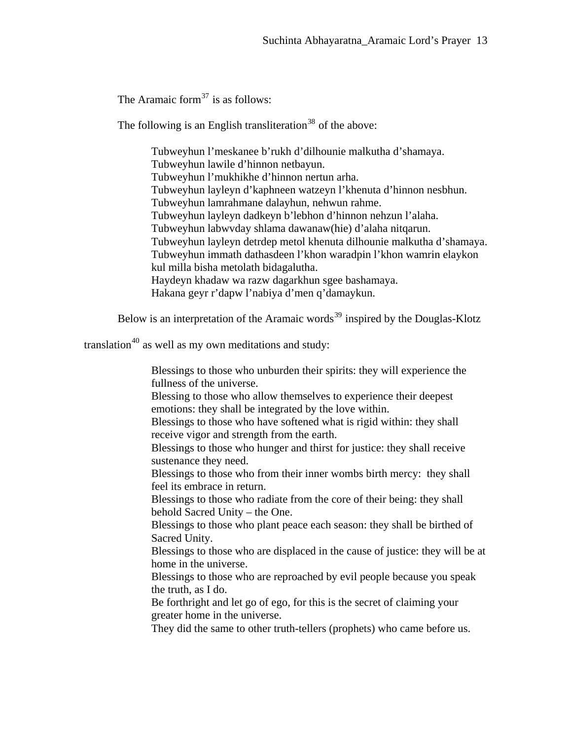The Aramaic form[37] is as follows:

The following is an English transliteration[38] of the above:

> Tubweyhun l'meskanee b'rukh d'dilhounie malkutha d'shamaya.
> Tubweyhun lawile d'hinnon netbayun.
> Tubweyhun l'mukhikhe d'hinnon nertun arha.
> Tubweyhun layleyn d'kaphneen watzeyn l'khenuta d'hinnon nesbhun.
> Tubweyhun lamrahmane dalayhun, nehwun rahme.
> Tubweyhun layleyn dadkeyn b'lebhon d'hinnon nehzun l'alaha.
> Tubweyhun labwvday shlama dawanaw(hie) d'alaha nitqarun.
> Tubweyhun layleyn detrdep metol khenuta dilhounie malkutha d'shamaya.
> Tubweyhun immath dathasdeen l'khon waradpin l'khon wamrin elaykon kul milla bisha metolath bidagalutha.
> Haydeyn khadaw wa razw dagarkhun sgee bashamaya.
> Hakana geyr r'dapw l'nabiya d'men q'damaykun.

Below is an interpretation of the Aramaic words[39] inspired by the Douglas-Klotz translation[40] as well as my own meditations and study:

> Blessings to those who unburden their spirits: they will experience the fullness of the universe.
> Blessing to those who allow themselves to experience their deepest emotions: they shall be integrated by the love within.
> Blessings to those who have softened what is rigid within: they shall receive vigor and strength from the earth.
> Blessings to those who hunger and thirst for justice: they shall receive sustenance they need.
> Blessings to those who from their inner wombs birth mercy: they shall feel its embrace in return.
> Blessings to those who radiate from the core of their being: they shall behold Sacred Unity – the One.
> Blessings to those who plant peace each season: they shall be birthed of Sacred Unity.
> Blessings to those who are displaced in the cause of justice: they will be at home in the universe.
> Blessings to those who are reproached by evil people because you speak the truth, as I do.
> Be forthright and let go of ego, for this is the secret of claiming your greater home in the universe.
> They did the same to other truth-tellers (prophets) who came before us.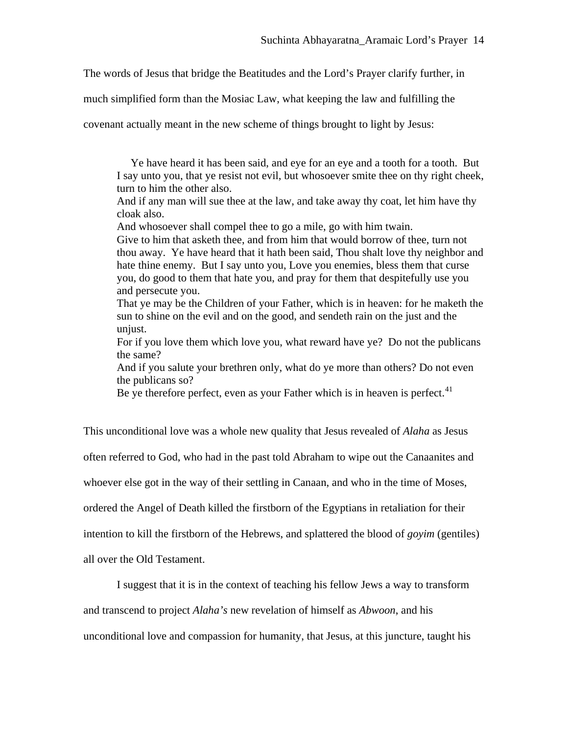The words of Jesus that bridge the Beatitudes and the Lord's Prayer clarify further, in much simplified form than the Mosiac Law, what keeping the law and fulfilling the covenant actually meant in the new scheme of things brought to light by Jesus:

> Ye have heard it has been said, and eye for an eye and a tooth for a tooth. But I say unto you, that ye resist not evil, but whosoever smite thee on thy right cheek, turn to him the other also.
> And if any man will sue thee at the law, and take away thy coat, let him have thy cloak also.
> And whosoever shall compel thee to go a mile, go with him twain.
> Give to him that asketh thee, and from him that would borrow of thee, turn not thou away. Ye have heard that it hath been said, Thou shalt love thy neighbor and hate thine enemy. But I say unto you, Love you enemies, bless them that curse you, do good to them that hate you, and pray for them that despitefully use you and persecute you.
> That ye may be the Children of your Father, which is in heaven: for he maketh the sun to shine on the evil and on the good, and sendeth rain on the just and the unjust.
> For if you love them which love you, what reward have ye? Do not the publicans the same?
> And if you salute your brethren only, what do ye more than others? Do not even the publicans so?
> Be ye therefore perfect, even as your Father which is in heaven is perfect.[41]

This unconditional love was a whole new quality that Jesus revealed of *Alaha* as Jesus often referred to God, who had in the past told Abraham to wipe out the Canaanites and whoever else got in the way of their settling in Canaan, and who in the time of Moses, ordered the Angel of Death killed the firstborn of the Egyptians in retaliation for their intention to kill the firstborn of the Hebrews, and splattered the blood of *goyim* (gentiles) all over the Old Testament.

I suggest that it is in the context of teaching his fellow Jews a way to transform and transcend to project *Alaha's* new revelation of himself as *Abwoon*, and his unconditional love and compassion for humanity, that Jesus, at this juncture, taught his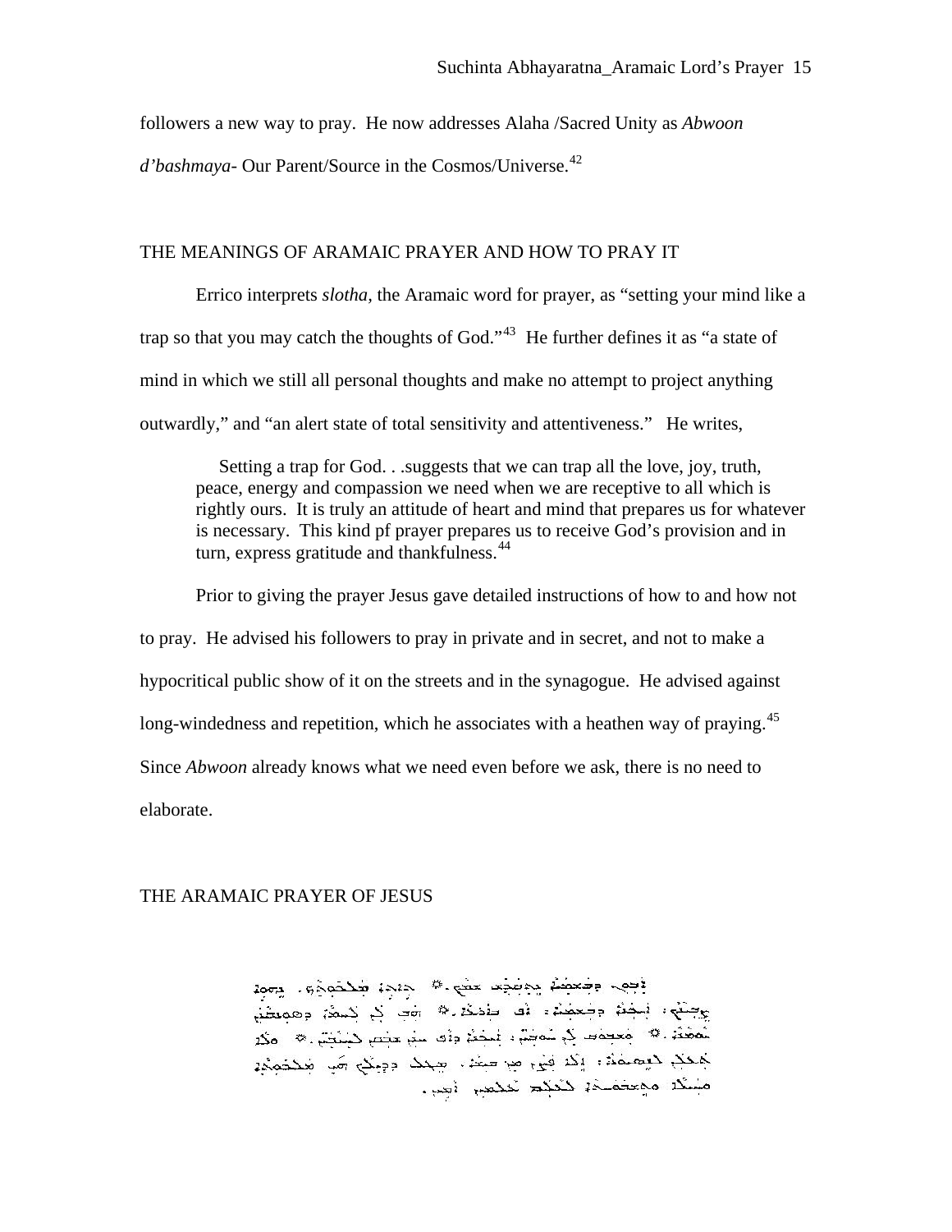followers a new way to pray. He now addresses Alaha /Sacred Unity as *Abwoon d'bashmaya*- Our Parent/Source in the Cosmos/Universe.[42]

## THE MEANINGS OF ARAMAIC PRAYER AND HOW TO PRAY IT

Errico interprets *slotha,* the Aramaic word for prayer, as "setting your mind like a trap so that you may catch the thoughts of God."[43] He further defines it as "a state of mind in which we still all personal thoughts and make no attempt to project anything outwardly," and "an alert state of total sensitivity and attentiveness." He writes,

> Setting a trap for God. . .suggests that we can trap all the love, joy, truth, peace, energy and compassion we need when we are receptive to all which is rightly ours. It is truly an attitude of heart and mind that prepares us for whatever is necessary. This kind pf prayer prepares us to receive God's provision and in turn, express gratitude and thankfulness.[44]

Prior to giving the prayer Jesus gave detailed instructions of how to and how not to pray. He advised his followers to pray in private and in secret, and not to make a hypocritical public show of it on the streets and in the synagogue. He advised against long-windedness and repetition, which he associates with a heathen way of praying.[45] Since *Abwoon* already knows what we need even before we ask, there is no need to elaborate.

## THE ARAMAIC PRAYER OF JESUS

ܐܒܘܢ ܕܒܫܡܝܐ ܢܬܩܕܫ ܫܡܟ ܀ ܬܐܬܐ ܡܠܟܘܬܟ . ܢܗܘܐ
ܨܒܝܢܟ ܐܝܟܢܐ ܕܒܫܡܝܐ ܐܦ ܒܐܪܥܐ . ܀ ܗܒ ܠܢ ܠܚܡܐ ܕܣܘܢܩܢܢ
ܝܘܡܢܐ . ܀ ܘܫܒܘܩ ܠܢ ܚܘܒܝܢ ܐܝܟܢܐ ܕܐܦ ܚܢܢ ܫܒܩܢ ܠܚܝܒܝܢ . ܀ ܘܠܐ
ܬܥܠܢ ܠܢܣܝܘܢܐ ܐܠܐ ܦܨܢ ܡܢ ܒܝܫܐ . ܡܛܠ ܕܕܝܠܟ ܗܝ ܡܠܟܘܬܐ
ܘܚܝܠܐ ܘܬܫܒܘܚܬܐ ܠܥܠܡ ܥܠܡܝܢ ܐܡܝܢ .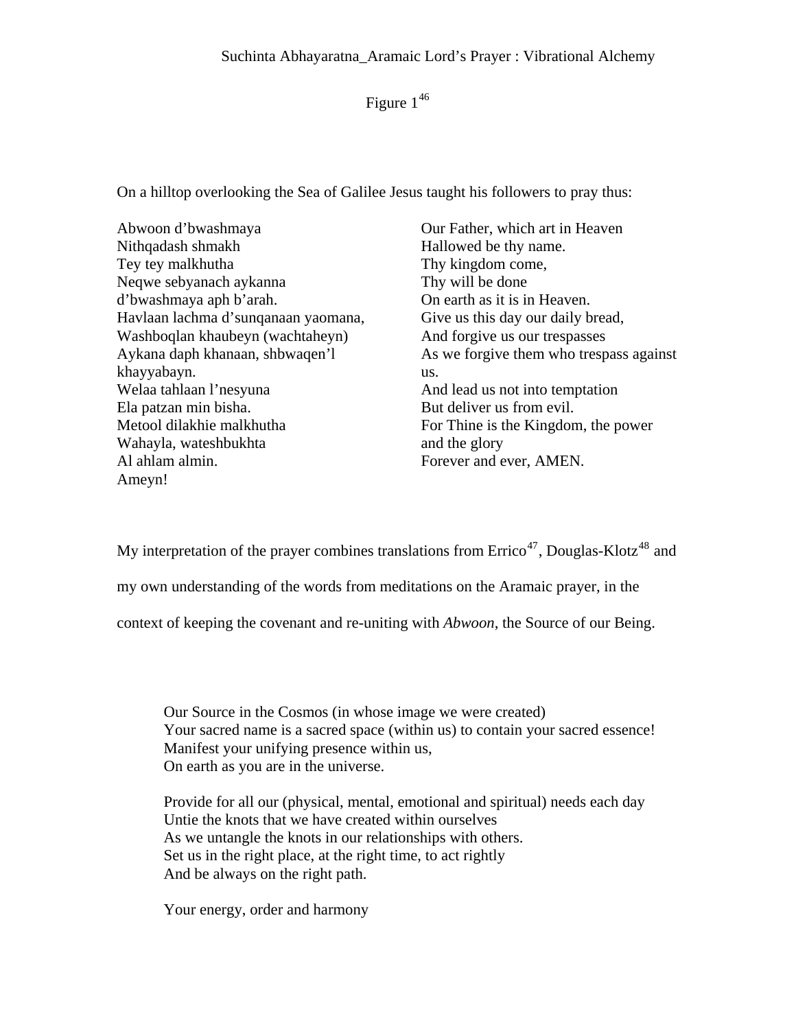Figure 1[46]

On a hilltop overlooking the Sea of Galilee Jesus taught his followers to pray thus:

| | |
|---|---|
| Abwoon d'bwashmaya | Our Father, which art in Heaven |
| Nithqadash shmakh | Hallowed be thy name. |
| Tey tey malkhutha | Thy kingdom come, |
| Neqwe sebyanach aykanna | Thy will be done |
| d'bwashmaya aph b'arah. | On earth as it is in Heaven. |
| Havlaan lachma d'sunqanaan yaomana, | Give us this day our daily bread, |
| Washboqlan khaubeyn (wachtaheyn) | And forgive us our trespasses |
| Aykana daph khanaan, shbwaqen'l khayyabayn. | As we forgive them who trespass against us. |
| Welaa tahlaan l'nesyuna | And lead us not into temptation |
| Ela patzan min bisha. | But deliver us from evil. |
| Metool dilakhie malkhutha | For Thine is the Kingdom, the power |
| Wahayla, wateshbukhta | and the glory |
| Al ahlam almin. | Forever and ever, AMEN. |
| Ameyn! | |

My interpretation of the prayer combines translations from Errico[47], Douglas-Klotz[48] and my own understanding of the words from meditations on the Aramaic prayer, in the context of keeping the covenant and re-uniting with *Abwoon*, the Source of our Being.

> Our Source in the Cosmos (in whose image we were created)
> Your sacred name is a sacred space (within us) to contain your sacred essence!
> Manifest your unifying presence within us,
> On earth as you are in the universe.
>
> Provide for all our (physical, mental, emotional and spiritual) needs each day
> Untie the knots that we have created within ourselves
> As we untangle the knots in our relationships with others.
> Set us in the right place, at the right time, to act rightly
> And be always on the right path.
>
> Your energy, order and harmony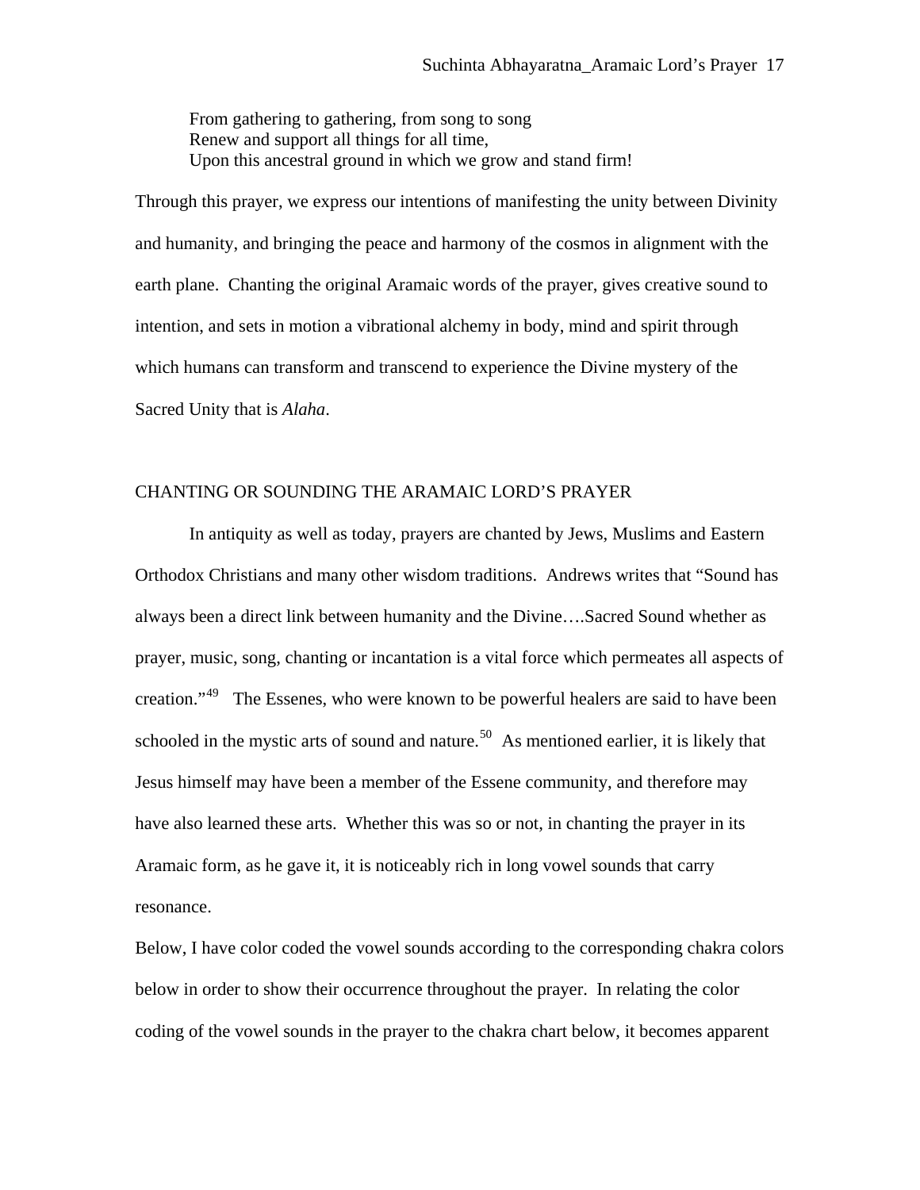> From gathering to gathering, from song to song
> Renew and support all things for all time,
> Upon this ancestral ground in which we grow and stand firm!

Through this prayer, we express our intentions of manifesting the unity between Divinity and humanity, and bringing the peace and harmony of the cosmos in alignment with the earth plane. Chanting the original Aramaic words of the prayer, gives creative sound to intention, and sets in motion a vibrational alchemy in body, mind and spirit through which humans can transform and transcend to experience the Divine mystery of the Sacred Unity that is *Alaha*.

## CHANTING OR SOUNDING THE ARAMAIC LORD'S PRAYER

In antiquity as well as today, prayers are chanted by Jews, Muslims and Eastern Orthodox Christians and many other wisdom traditions. Andrews writes that "Sound has always been a direct link between humanity and the Divine….Sacred Sound whether as prayer, music, song, chanting or incantation is a vital force which permeates all aspects of creation."[49] The Essenes, who were known to be powerful healers are said to have been schooled in the mystic arts of sound and nature.[50] As mentioned earlier, it is likely that Jesus himself may have been a member of the Essene community, and therefore may have also learned these arts. Whether this was so or not, in chanting the prayer in its Aramaic form, as he gave it, it is noticeably rich in long vowel sounds that carry resonance.

Below, I have color coded the vowel sounds according to the corresponding chakra colors below in order to show their occurrence throughout the prayer. In relating the color coding of the vowel sounds in the prayer to the chakra chart below, it becomes apparent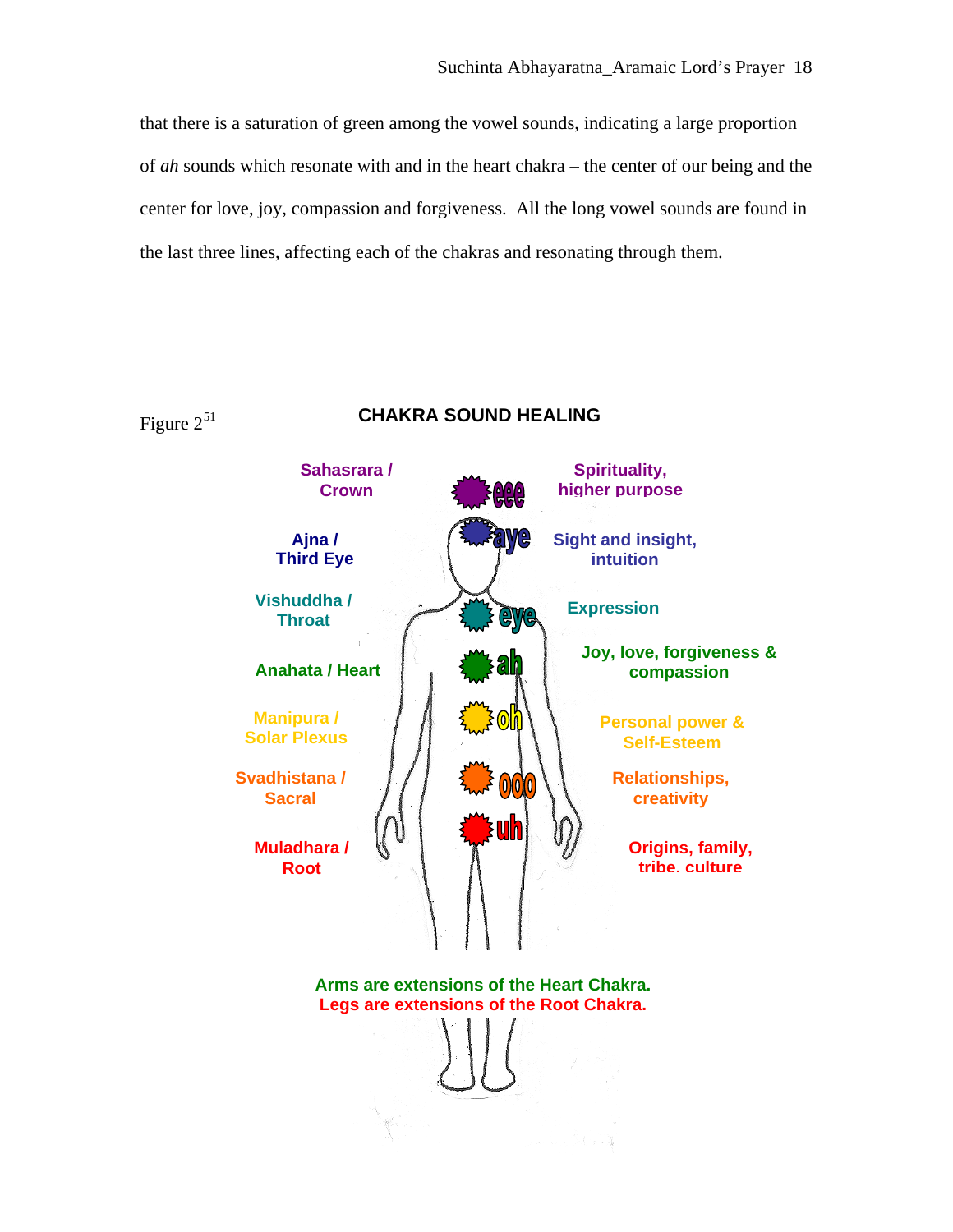that there is a saturation of green among the vowel sounds, indicating a large proportion of *ah* sounds which resonate with and in the heart chakra – the center of our being and the center for love, joy, compassion and forgiveness. All the long vowel sounds are found in the last three lines, affecting each of the chakras and resonating through them.

Figure 2[51]

**CHAKRA SOUND HEALING**

| Chakra | Sound | Associations |
| --- | --- | --- |
| Sahasrara / Crown | eee | Spirituality, higher purpose |
| Ajna / Third Eye | aye | Sight and insight, intuition |
| Vishuddha / Throat | eye | Expression |
| Anahata / Heart | ah | Joy, love, forgiveness & compassion |
| Manipura / Solar Plexus | oh | Personal power & Self-Esteem |
| Svadhistana / Sacral | ooo | Relationships, creativity |
| Muladhara / Root | uh | Origins, family, tribe, culture |

**Arms are extensions of the Heart Chakra.**
**Legs are extensions of the Root Chakra.**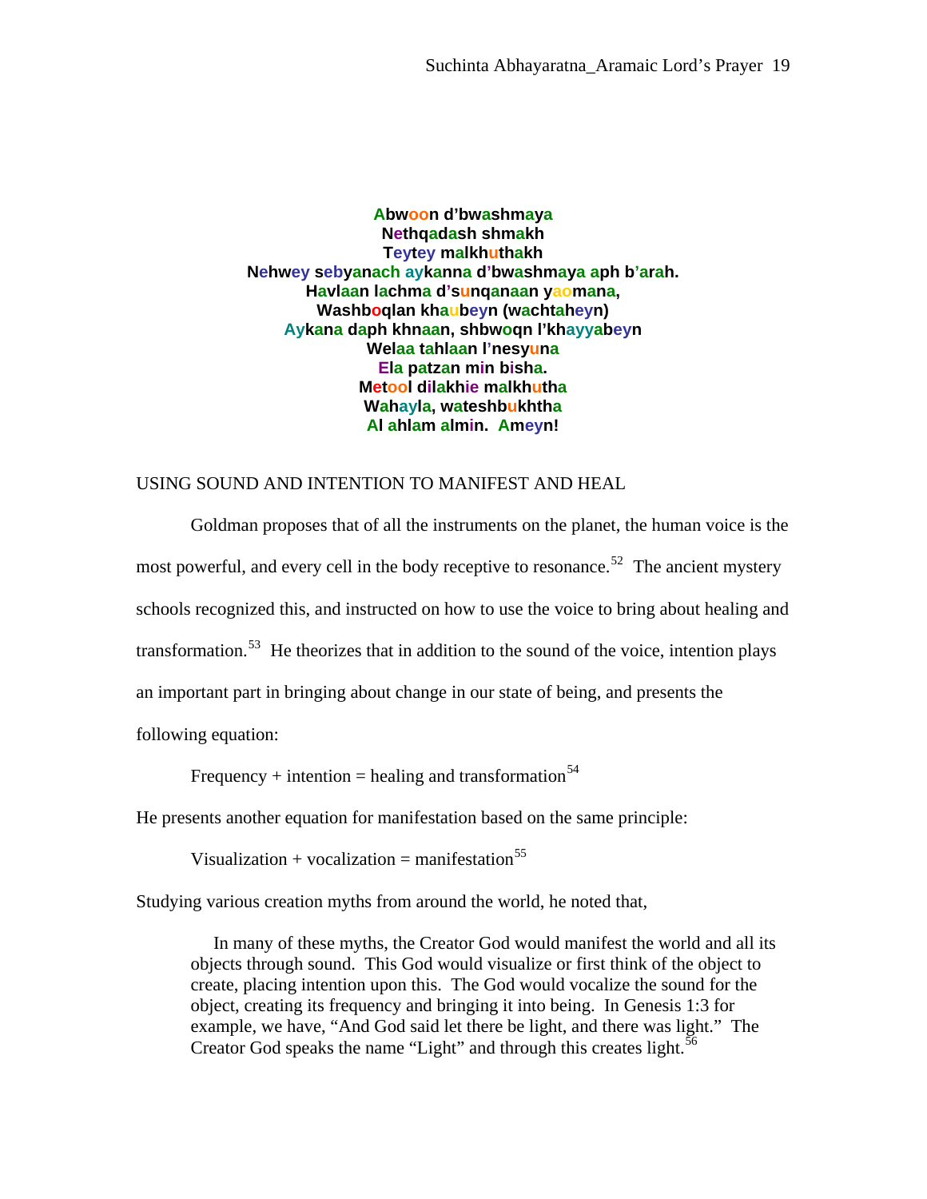**Abwoon d'bwashmaya**
**Nethqadash shmakh**
**Teytey malkhuthakh**
**Nehwey sebyanach aykanna d'bwashmaya aph b'arah.**
**Havlaan lachma d'sunqanaan yaomana,**
**Washboqlan khaubeyn (wachtaheyn)**
**Aykana daph khnaan, shbwoqn l'khayyabeyn**
**Welaa tahlaan l'nesyuna**
**Ela patzan min bisha.**
**Metool dilakhie malkhutha**
**Wahayla, wateshbukhtha**
**Al ahlam almin. Ameyn!**

## USING SOUND AND INTENTION TO MANIFEST AND HEAL

Goldman proposes that of all the instruments on the planet, the human voice is the most powerful, and every cell in the body receptive to resonance.[52] The ancient mystery schools recognized this, and instructed on how to use the voice to bring about healing and transformation.[53] He theorizes that in addition to the sound of the voice, intention plays an important part in bringing about change in our state of being, and presents the following equation:

Frequency + intention = healing and transformation[54]

He presents another equation for manifestation based on the same principle:

Visualization + vocalization = manifestation[55]

Studying various creation myths from around the world, he noted that,

> In many of these myths, the Creator God would manifest the world and all its objects through sound. This God would visualize or first think of the object to create, placing intention upon this. The God would vocalize the sound for the object, creating its frequency and bringing it into being. In Genesis 1:3 for example, we have, "And God said let there be light, and there was light." The Creator God speaks the name "Light" and through this creates light.[56]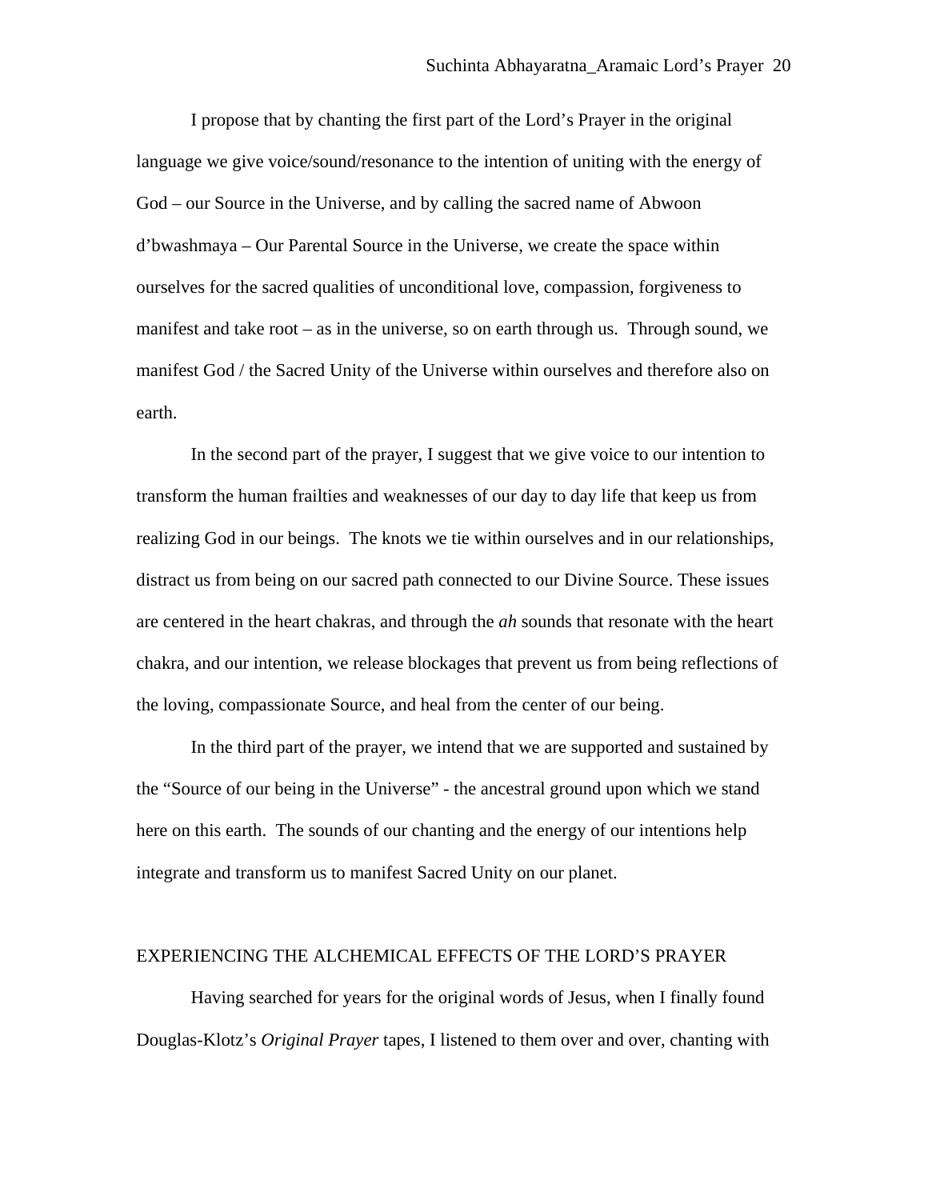I propose that by chanting the first part of the Lord's Prayer in the original language we give voice/sound/resonance to the intention of uniting with the energy of God – our Source in the Universe, and by calling the sacred name of Abwoon d'bwashmaya – Our Parental Source in the Universe, we create the space within ourselves for the sacred qualities of unconditional love, compassion, forgiveness to manifest and take root – as in the universe, so on earth through us. Through sound, we manifest God / the Sacred Unity of the Universe within ourselves and therefore also on earth.

In the second part of the prayer, I suggest that we give voice to our intention to transform the human frailties and weaknesses of our day to day life that keep us from realizing God in our beings. The knots we tie within ourselves and in our relationships, distract us from being on our sacred path connected to our Divine Source. These issues are centered in the heart chakras, and through the *ah* sounds that resonate with the heart chakra, and our intention, we release blockages that prevent us from being reflections of the loving, compassionate Source, and heal from the center of our being.

In the third part of the prayer, we intend that we are supported and sustained by the "Source of our being in the Universe" - the ancestral ground upon which we stand here on this earth. The sounds of our chanting and the energy of our intentions help integrate and transform us to manifest Sacred Unity on our planet.

## EXPERIENCING THE ALCHEMICAL EFFECTS OF THE LORD'S PRAYER

Having searched for years for the original words of Jesus, when I finally found Douglas-Klotz's *Original Prayer* tapes, I listened to them over and over, chanting with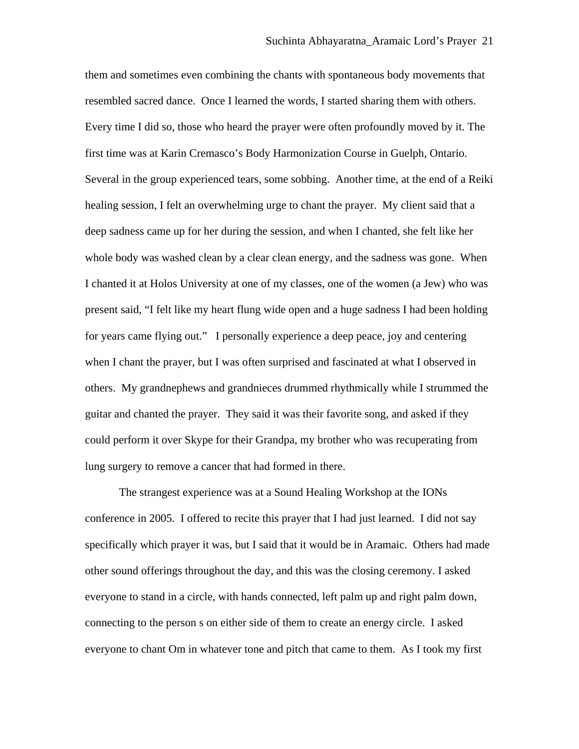them and sometimes even combining the chants with spontaneous body movements that resembled sacred dance. Once I learned the words, I started sharing them with others. Every time I did so, those who heard the prayer were often profoundly moved by it. The first time was at Karin Cremasco's Body Harmonization Course in Guelph, Ontario. Several in the group experienced tears, some sobbing. Another time, at the end of a Reiki healing session, I felt an overwhelming urge to chant the prayer. My client said that a deep sadness came up for her during the session, and when I chanted, she felt like her whole body was washed clean by a clear clean energy, and the sadness was gone. When I chanted it at Holos University at one of my classes, one of the women (a Jew) who was present said, "I felt like my heart flung wide open and a huge sadness I had been holding for years came flying out." I personally experience a deep peace, joy and centering when I chant the prayer, but I was often surprised and fascinated at what I observed in others. My grandnephews and grandnieces drummed rhythmically while I strummed the guitar and chanted the prayer. They said it was their favorite song, and asked if they could perform it over Skype for their Grandpa, my brother who was recuperating from lung surgery to remove a cancer that had formed in there.

The strangest experience was at a Sound Healing Workshop at the IONs conference in 2005. I offered to recite this prayer that I had just learned. I did not say specifically which prayer it was, but I said that it would be in Aramaic. Others had made other sound offerings throughout the day, and this was the closing ceremony. I asked everyone to stand in a circle, with hands connected, left palm up and right palm down, connecting to the person s on either side of them to create an energy circle. I asked everyone to chant Om in whatever tone and pitch that came to them. As I took my first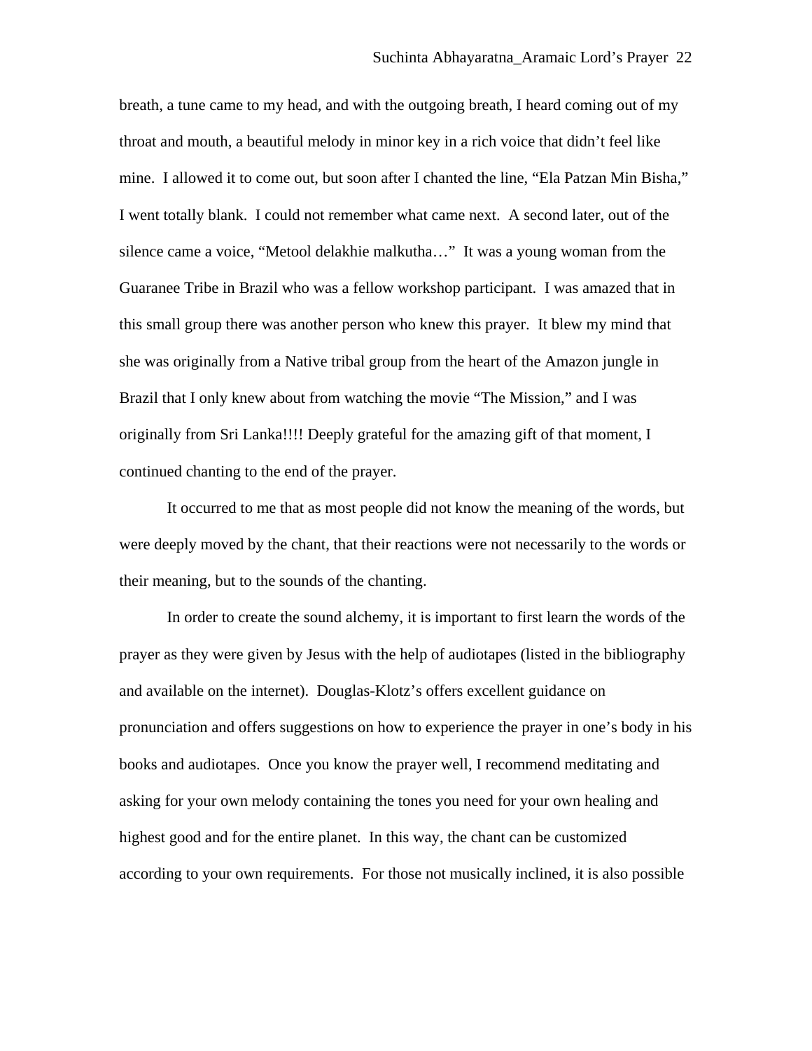breath, a tune came to my head, and with the outgoing breath, I heard coming out of my throat and mouth, a beautiful melody in minor key in a rich voice that didn't feel like mine. I allowed it to come out, but soon after I chanted the line, "Ela Patzan Min Bisha," I went totally blank. I could not remember what came next. A second later, out of the silence came a voice, "Metool delakhie malkutha…" It was a young woman from the Guaranee Tribe in Brazil who was a fellow workshop participant. I was amazed that in this small group there was another person who knew this prayer. It blew my mind that she was originally from a Native tribal group from the heart of the Amazon jungle in Brazil that I only knew about from watching the movie "The Mission," and I was originally from Sri Lanka!!!! Deeply grateful for the amazing gift of that moment, I continued chanting to the end of the prayer.

It occurred to me that as most people did not know the meaning of the words, but were deeply moved by the chant, that their reactions were not necessarily to the words or their meaning, but to the sounds of the chanting.

In order to create the sound alchemy, it is important to first learn the words of the prayer as they were given by Jesus with the help of audiotapes (listed in the bibliography and available on the internet). Douglas-Klotz's offers excellent guidance on pronunciation and offers suggestions on how to experience the prayer in one's body in his books and audiotapes. Once you know the prayer well, I recommend meditating and asking for your own melody containing the tones you need for your own healing and highest good and for the entire planet. In this way, the chant can be customized according to your own requirements. For those not musically inclined, it is also possible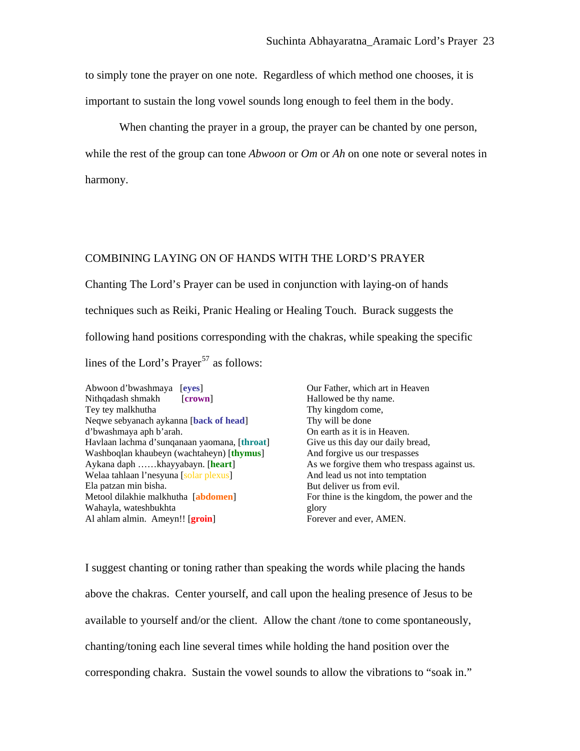to simply tone the prayer on one note. Regardless of which method one chooses, it is important to sustain the long vowel sounds long enough to feel them in the body.

When chanting the prayer in a group, the prayer can be chanted by one person, while the rest of the group can tone *Abwoon* or *Om* or *Ah* on one note or several notes in harmony.

## COMBINING LAYING ON OF HANDS WITH THE LORD'S PRAYER

Chanting The Lord's Prayer can be used in conjunction with laying-on of hands techniques such as Reiki, Pranic Healing or Healing Touch. Burack suggests the following hand positions corresponding with the chakras, while speaking the specific lines of the Lord's Prayer[57] as follows:

| | |
|---|---|
| Abwoon d'bwashmaya [**eyes**] | Our Father, which art in Heaven |
| Nithqadash shmakh [**crown**] | Hallowed be thy name. |
| Tey tey malkhutha | Thy kingdom come, |
| Neqwe sebyanach aykanna [**back of head**] | Thy will be done |
| d'bwashmaya aph b'arah. | On earth as it is in Heaven. |
| Havlaan lachma d'sunqanaan yaomana, [**throat**] | Give us this day our daily bread, |
| Washboqlan khaubeyn (wachtaheyn) [**thymus**] | And forgive us our trespasses |
| Aykana daph ……khayyabayn. [**heart**] | As we forgive them who trespass against us. |
| Welaa tahlaan l'nesyuna [solar plexus] | And lead us not into temptation |
| Ela patzan min bisha. | But deliver us from evil. |
| Metool dilakhie malkhutha [**abdomen**] | For thine is the kingdom, the power and the |
| Wahayla, wateshbukhta | glory |
| Al ahlam almin. Ameyn!! [**groin**] | Forever and ever, AMEN. |

I suggest chanting or toning rather than speaking the words while placing the hands above the chakras. Center yourself, and call upon the healing presence of Jesus to be available to yourself and/or the client. Allow the chant /tone to come spontaneously, chanting/toning each line several times while holding the hand position over the corresponding chakra. Sustain the vowel sounds to allow the vibrations to "soak in."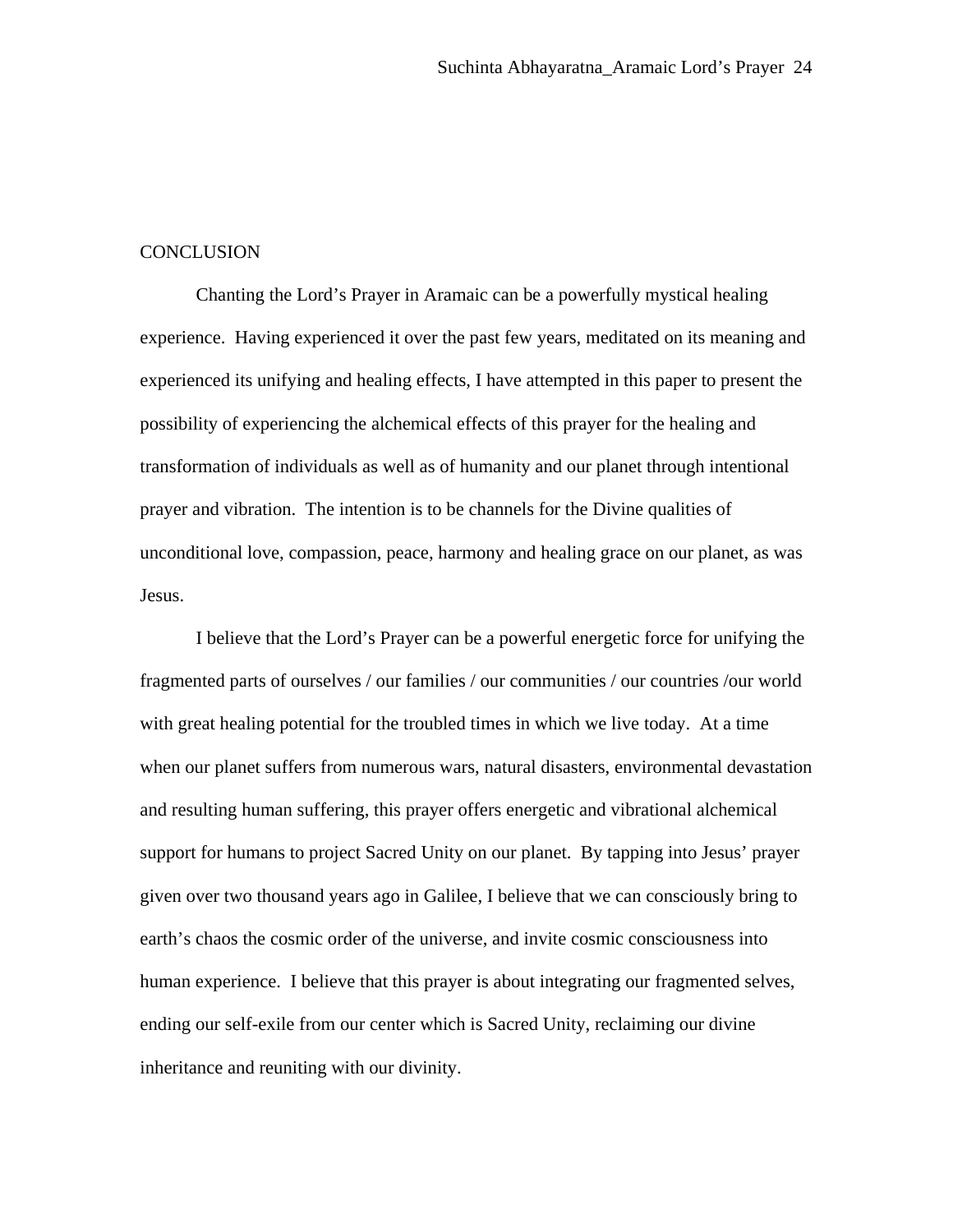## CONCLUSION

Chanting the Lord's Prayer in Aramaic can be a powerfully mystical healing experience. Having experienced it over the past few years, meditated on its meaning and experienced its unifying and healing effects, I have attempted in this paper to present the possibility of experiencing the alchemical effects of this prayer for the healing and transformation of individuals as well as of humanity and our planet through intentional prayer and vibration. The intention is to be channels for the Divine qualities of unconditional love, compassion, peace, harmony and healing grace on our planet, as was Jesus.

I believe that the Lord's Prayer can be a powerful energetic force for unifying the fragmented parts of ourselves / our families / our communities / our countries /our world with great healing potential for the troubled times in which we live today. At a time when our planet suffers from numerous wars, natural disasters, environmental devastation and resulting human suffering, this prayer offers energetic and vibrational alchemical support for humans to project Sacred Unity on our planet. By tapping into Jesus' prayer given over two thousand years ago in Galilee, I believe that we can consciously bring to earth's chaos the cosmic order of the universe, and invite cosmic consciousness into human experience. I believe that this prayer is about integrating our fragmented selves, ending our self-exile from our center which is Sacred Unity, reclaiming our divine inheritance and reuniting with our divinity.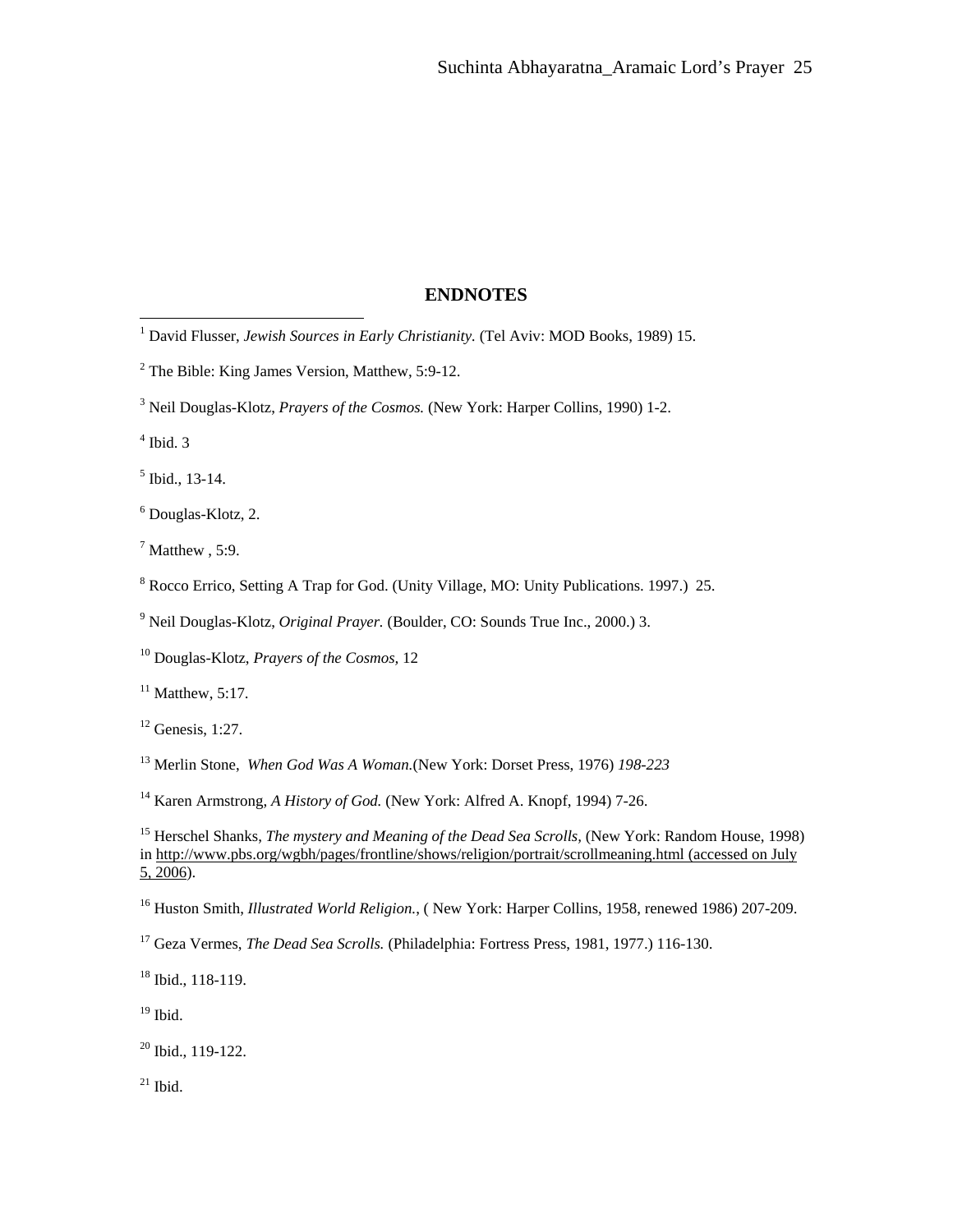## ENDNOTES

[1] David Flusser, *Jewish Sources in Early Christianity.* (Tel Aviv: MOD Books, 1989) 15.

[2] The Bible: King James Version, Matthew, 5:9-12.

[3] Neil Douglas-Klotz, *Prayers of the Cosmos.* (New York: Harper Collins, 1990) 1-2.

[4] Ibid. 3

[5] Ibid., 13-14.

[6] Douglas-Klotz, 2.

[7] Matthew , 5:9.

[8] Rocco Errico, Setting A Trap for God. (Unity Village, MO: Unity Publications. 1997.) 25.

[9] Neil Douglas-Klotz, *Original Prayer.* (Boulder, CO: Sounds True Inc., 2000.) 3.

[10] Douglas-Klotz, *Prayers of the Cosmos,* 12

[11] Matthew, 5:17.

[12] Genesis, 1:27.

[13] Merlin Stone, *When God Was A Woman.*(New York: Dorset Press, 1976) *198-223*

[14] Karen Armstrong, *A History of God.* (New York: Alfred A. Knopf, 1994) 7-26.

[15] Herschel Shanks, *The mystery and Meaning of the Dead Sea Scrolls,* (New York: Random House, 1998) in http://www.pbs.org/wgbh/pages/frontline/shows/religion/portrait/scrollmeaning.html (accessed on July 5, 2006).

[16] Huston Smith, *Illustrated World Religion.*, ( New York: Harper Collins, 1958, renewed 1986) 207-209.

[17] Geza Vermes, *The Dead Sea Scrolls.* (Philadelphia: Fortress Press, 1981, 1977.) 116-130.

[18] Ibid., 118-119.

[19] Ibid.

[20] Ibid., 119-122.

[21] Ibid.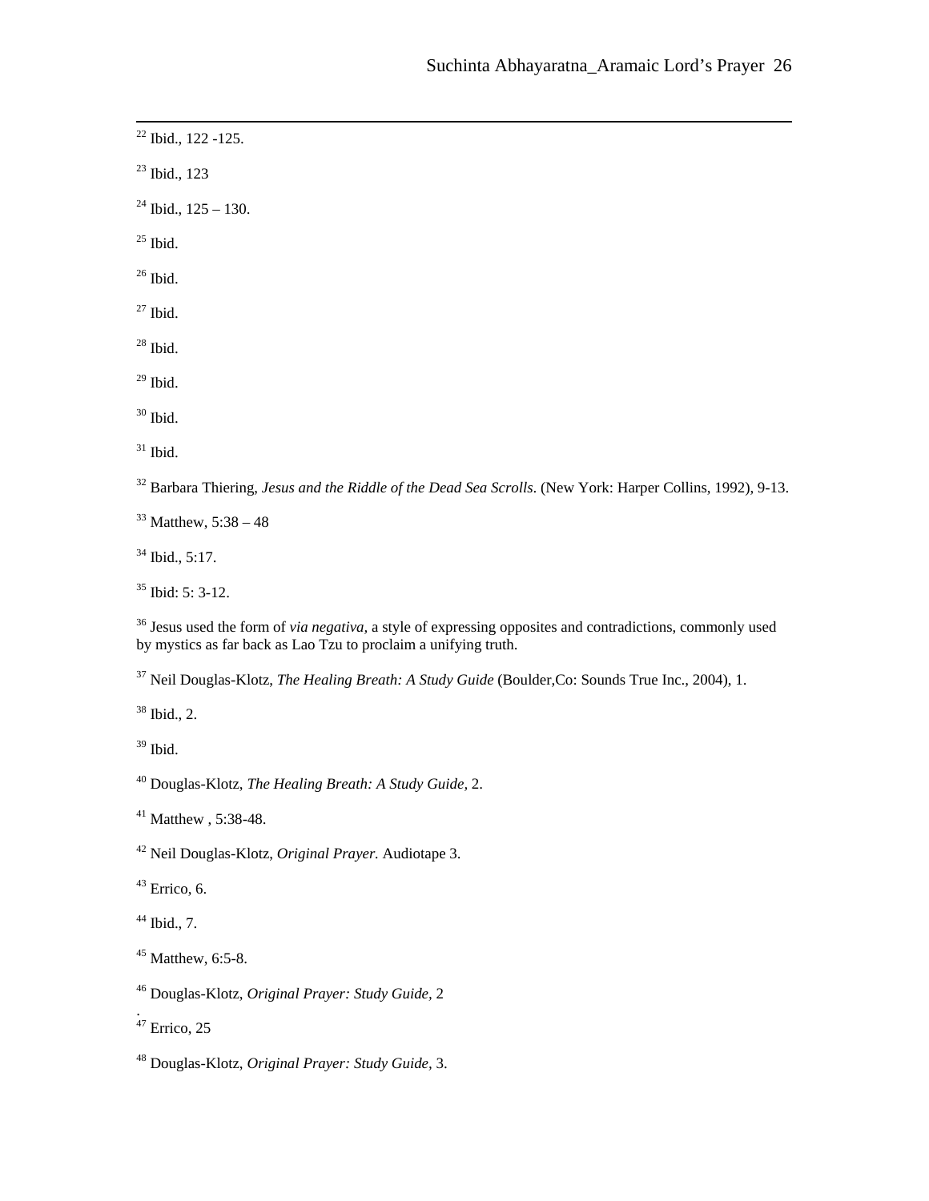[22] Ibid., 122 -125.

[23] Ibid., 123

[24] Ibid., 125 – 130.

[25] Ibid.

[26] Ibid.

[27] Ibid.

[28] Ibid.

[29] Ibid.

[30] Ibid.

[31] Ibid.

[32] Barbara Thiering, *Jesus and the Riddle of the Dead Sea Scrolls*. (New York: Harper Collins, 1992), 9-13.

[33] Matthew, 5:38 – 48

[34] Ibid., 5:17.

[35] Ibid: 5: 3-12.

[36] Jesus used the form of *via negativa,* a style of expressing opposites and contradictions, commonly used by mystics as far back as Lao Tzu to proclaim a unifying truth.

[37] Neil Douglas-Klotz, *The Healing Breath: A Study Guide* (Boulder,Co: Sounds True Inc., 2004), 1.

[38] Ibid., 2.

[39] Ibid.

[40] Douglas-Klotz, *The Healing Breath: A Study Guide,* 2.

[41] Matthew , 5:38-48.

[42] Neil Douglas-Klotz, *Original Prayer.* Audiotape 3.

[43] Errico, 6.

[44] Ibid., 7.

[45] Matthew, 6:5-8.

[46] Douglas-Klotz, *Original Prayer: Study Guide*, 2
.

[47] Errico, 25

[48] Douglas-Klotz, *Original Prayer: Study Guide,* 3.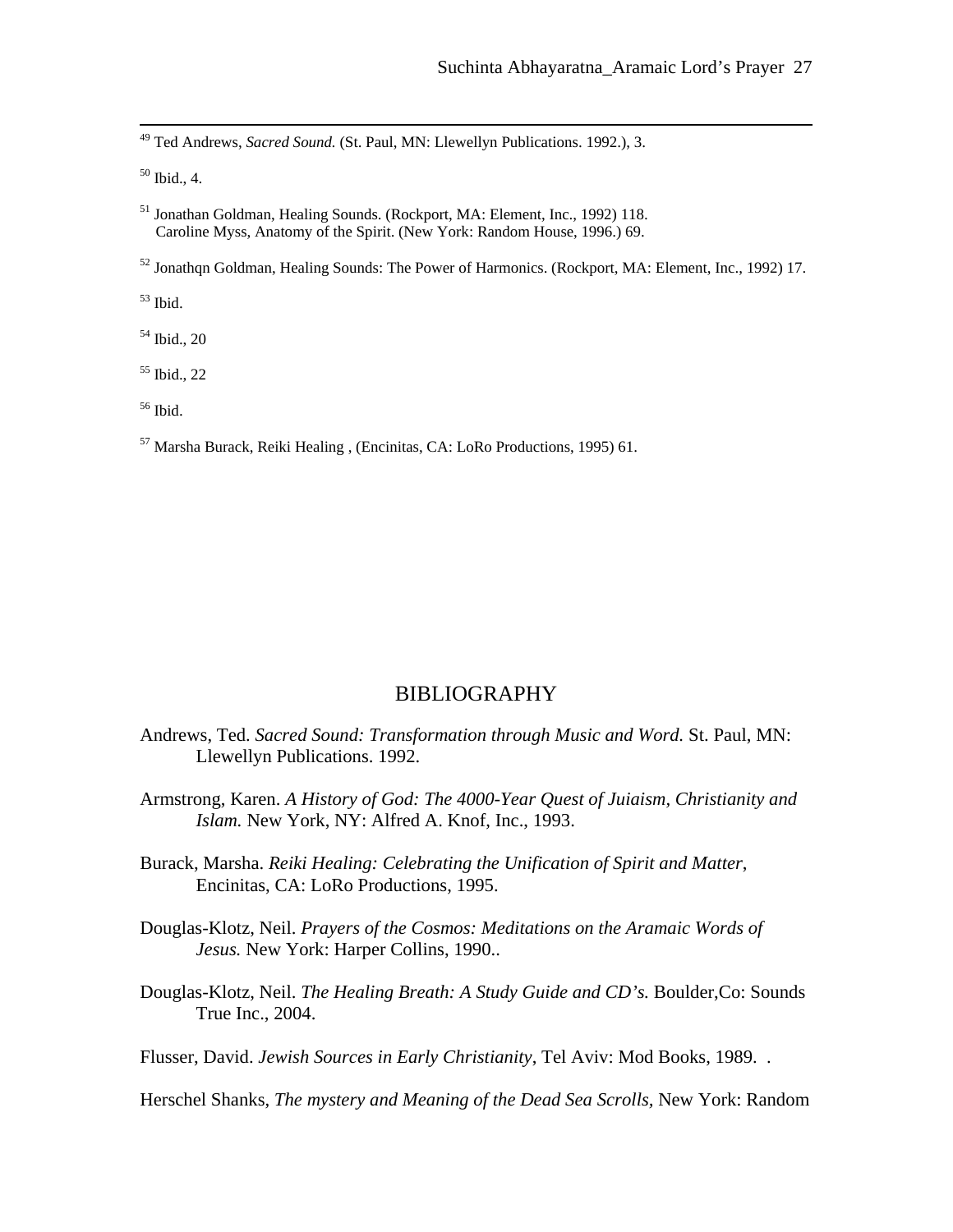[49] Ted Andrews, *Sacred Sound.* (St. Paul, MN: Llewellyn Publications. 1992.), 3.

[50] Ibid., 4.

[51] Jonathan Goldman, Healing Sounds. (Rockport, MA: Element, Inc., 1992) 118.
Caroline Myss, Anatomy of the Spirit. (New York: Random House, 1996.) 69.

[52] Jonathqn Goldman, Healing Sounds: The Power of Harmonics. (Rockport, MA: Element, Inc., 1992) 17.

[53] Ibid.

[54] Ibid., 20

[55] Ibid., 22

[56] Ibid.

[57] Marsha Burack, Reiki Healing , (Encinitas, CA: LoRo Productions, 1995) 61.

## BIBLIOGRAPHY

Andrews, Ted. *Sacred Sound: Transformation through Music and Word.* St. Paul, MN: Llewellyn Publications. 1992.

Armstrong, Karen. *A History of God: The 4000-Year Quest of Juiaism, Christianity and Islam.* New York, NY: Alfred A. Knof, Inc., 1993.

Burack, Marsha. *Reiki Healing: Celebrating the Unification of Spirit and Matter*, Encinitas, CA: LoRo Productions, 1995.

Douglas-Klotz, Neil. *Prayers of the Cosmos: Meditations on the Aramaic Words of Jesus.* New York: Harper Collins, 1990..

Douglas-Klotz, Neil. *The Healing Breath: A Study Guide and CD's.* Boulder,Co: Sounds True Inc., 2004.

Flusser, David. *Jewish Sources in Early Christianity*, Tel Aviv: Mod Books, 1989. .

Herschel Shanks, *The mystery and Meaning of the Dead Sea Scrolls*, New York: Random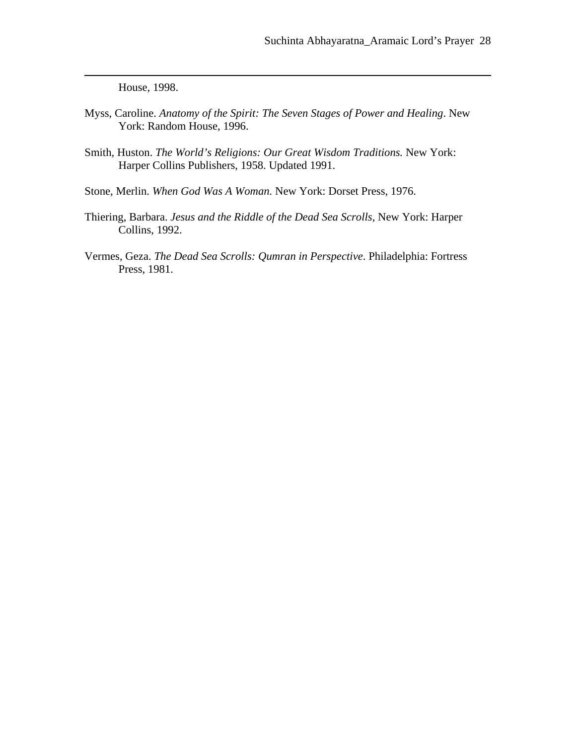House, 1998.

Myss, Caroline. *Anatomy of the Spirit: The Seven Stages of Power and Healing*. New York: Random House, 1996.

Smith, Huston. *The World's Religions: Our Great Wisdom Traditions.* New York: Harper Collins Publishers, 1958. Updated 1991.

Stone, Merlin. *When God Was A Woman.* New York: Dorset Press, 1976.

Thiering, Barbara. *Jesus and the Riddle of the Dead Sea Scrolls,* New York: Harper Collins, 1992.

Vermes, Geza. *The Dead Sea Scrolls: Qumran in Perspective*. Philadelphia: Fortress Press, 1981.